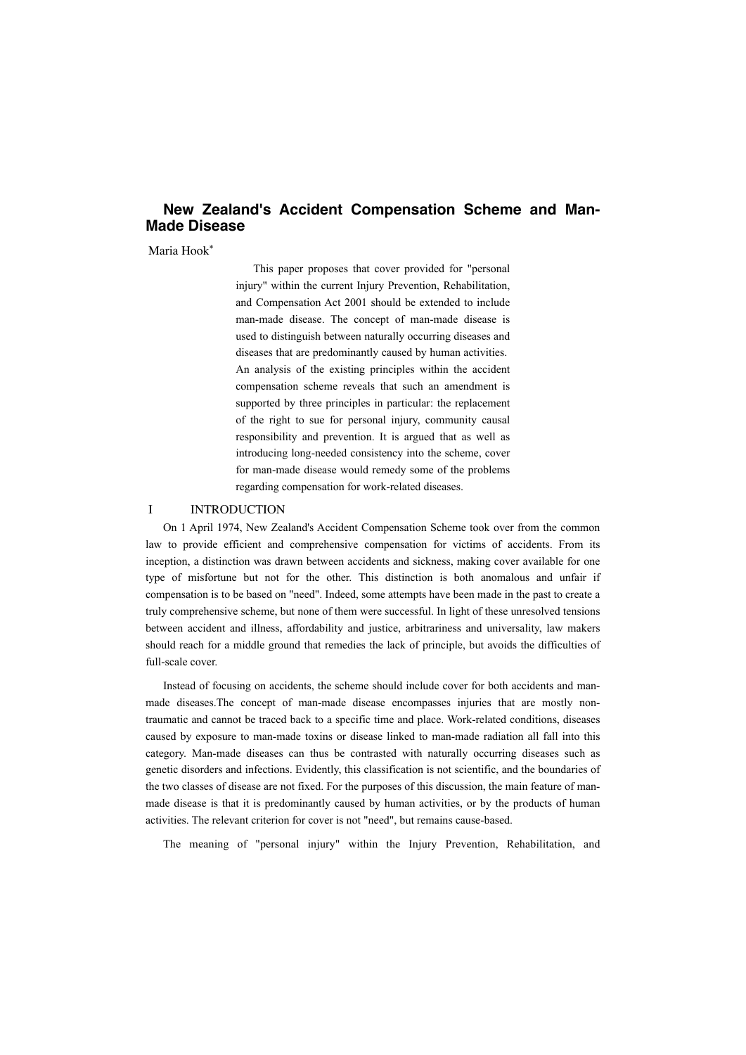# New Zealand's Accident Compensation Scheme and Man-Made Disease

Maria Hook*

This paper proposes that cover provided for "personal injury" within the current Injury Prevention, Rehabilitation, and Compensation Act 2001 should be extended to include man-made disease. The concept of man-made disease is used to distinguish between naturally occurring diseases and diseases that are predominantly caused by human activities. An analysis of the existing principles within the accident compensation scheme reveals that such an amendment is supported by three principles in particular: the replacement of the right to sue for personal injury, community causal responsibility and prevention. It is argued that as well as introducing long-needed consistency into the scheme, cover for man-made disease would remedy some of the problems regarding compensation for work-related diseases.

## I INTRODUCTION

On 1 April 1974, New Zealand's Accident Compensation Scheme took over from the common law to provide efficient and comprehensive compensation for victims of accidents. From its inception, a distinction was drawn between accidents and sickness, making cover available for one type of misfortune but not for the other. This distinction is both anomalous and unfair if compensation is to be based on "need". Indeed, some attempts have been made in the past to create a truly comprehensive scheme, but none of them were successful. In light of these unresolved tensions between accident and illness, affordability and justice, arbitrariness and universality, law makers should reach for a middle ground that remedies the lack of principle, but avoids the difficulties of full-scale cover.

Instead of focusing on accidents, the scheme should include cover for both accidents and man-made diseases.The concept of man-made disease encompasses injuries that are mostly non-traumatic and cannot be traced back to a specific time and place. Work-related conditions, diseases caused by exposure to man-made toxins or disease linked to man-made radiation all fall into this category. Man-made diseases can thus be contrasted with naturally occurring diseases such as genetic disorders and infections. Evidently, this classification is not scientific, and the boundaries of the two classes of disease are not fixed. For the purposes of this discussion, the main feature of man-made disease is that it is predominantly caused by human activities, or by the products of human activities. The relevant criterion for cover is not "need", but remains cause-based.

The meaning of "personal injury" within the Injury Prevention, Rehabilitation, and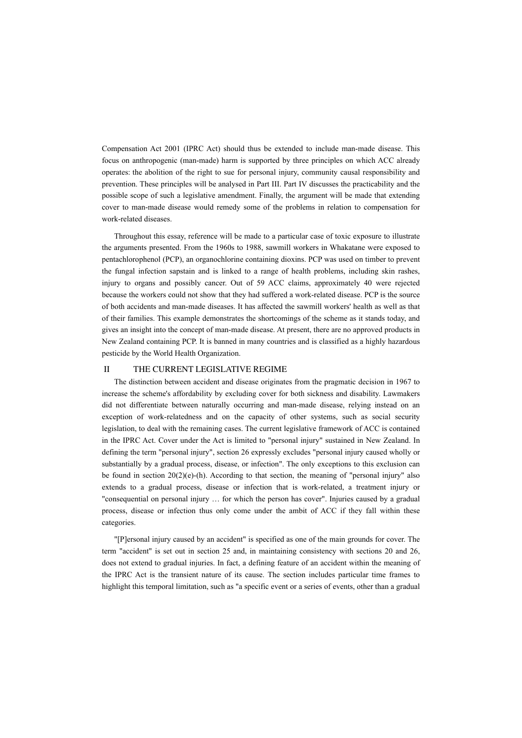Compensation Act 2001 (IPRC Act) should thus be extended to include man-made disease. This focus on anthropogenic (man-made) harm is supported by three principles on which ACC already operates: the abolition of the right to sue for personal injury, community causal responsibility and prevention. These principles will be analysed in Part III. Part IV discusses the practicability and the possible scope of such a legislative amendment. Finally, the argument will be made that extending cover to man-made disease would remedy some of the problems in relation to compensation for work-related diseases.

Throughout this essay, reference will be made to a particular case of toxic exposure to illustrate the arguments presented. From the 1960s to 1988, sawmill workers in Whakatane were exposed to pentachlorophenol (PCP), an organochlorine containing dioxins. PCP was used on timber to prevent the fungal infection sapstain and is linked to a range of health problems, including skin rashes, injury to organs and possibly cancer. Out of 59 ACC claims, approximately 40 were rejected because the workers could not show that they had suffered a work-related disease. PCP is the source of both accidents and man-made diseases. It has affected the sawmill workers' health as well as that of their families. This example demonstrates the shortcomings of the scheme as it stands today, and gives an insight into the concept of man-made disease. At present, there are no approved products in New Zealand containing PCP. It is banned in many countries and is classified as a highly hazardous pesticide by the World Health Organization.

## II THE CURRENT LEGISLATIVE REGIME

The distinction between accident and disease originates from the pragmatic decision in 1967 to increase the scheme's affordability by excluding cover for both sickness and disability. Lawmakers did not differentiate between naturally occurring and man-made disease, relying instead on an exception of work-relatedness and on the capacity of other systems, such as social security legislation, to deal with the remaining cases. The current legislative framework of ACC is contained in the IPRC Act. Cover under the Act is limited to "personal injury" sustained in New Zealand. In defining the term "personal injury", section 26 expressly excludes "personal injury caused wholly or substantially by a gradual process, disease, or infection". The only exceptions to this exclusion can be found in section 20(2)(e)-(h). According to that section, the meaning of "personal injury" also extends to a gradual process, disease or infection that is work-related, a treatment injury or "consequential on personal injury … for which the person has cover". Injuries caused by a gradual process, disease or infection thus only come under the ambit of ACC if they fall within these categories.

"[P]ersonal injury caused by an accident" is specified as one of the main grounds for cover. The term "accident" is set out in section 25 and, in maintaining consistency with sections 20 and 26, does not extend to gradual injuries. In fact, a defining feature of an accident within the meaning of the IPRC Act is the transient nature of its cause. The section includes particular time frames to highlight this temporal limitation, such as "a specific event or a series of events, other than a gradual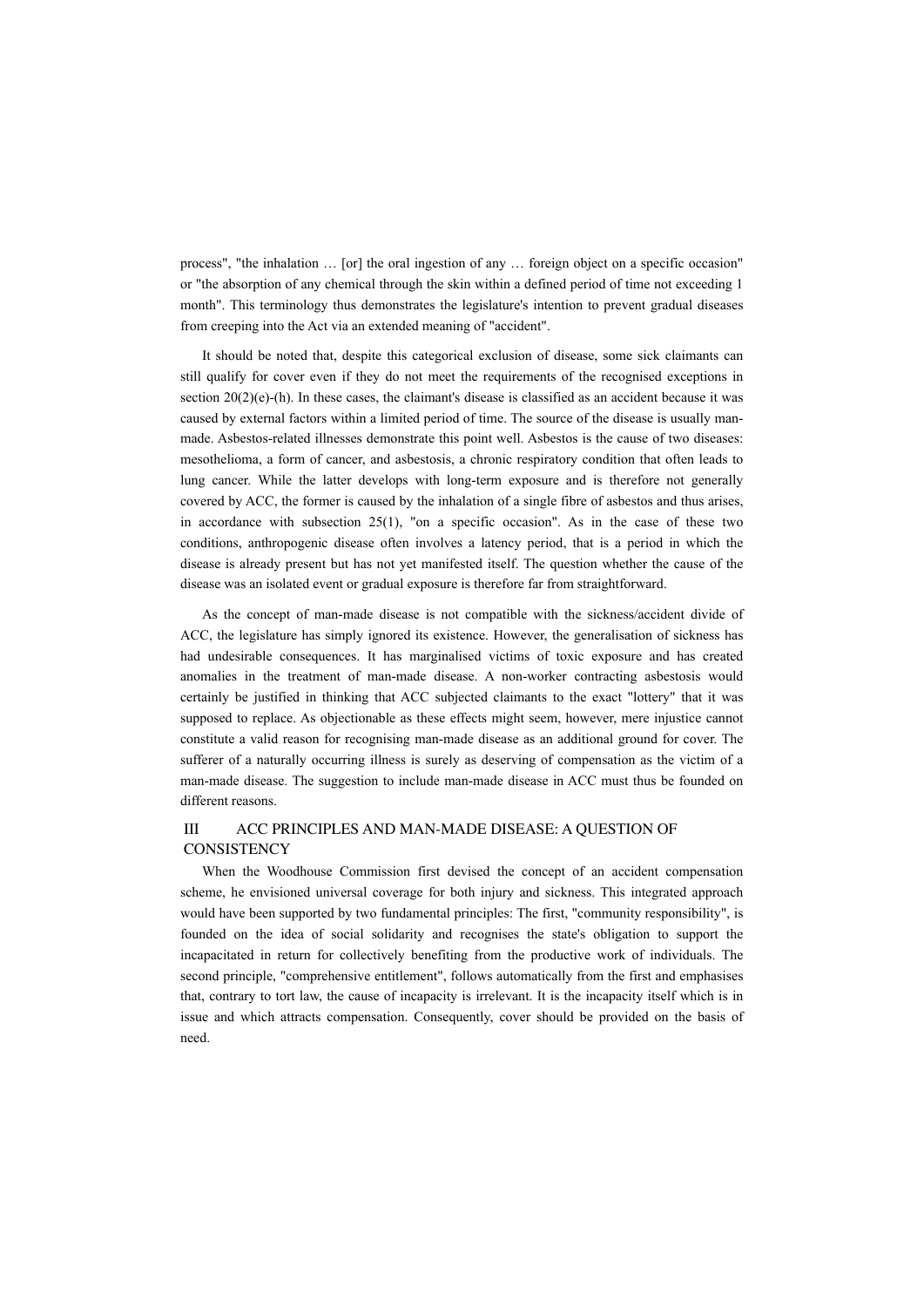process", "the inhalation … [or] the oral ingestion of any … foreign object on a specific occasion" or "the absorption of any chemical through the skin within a defined period of time not exceeding 1 month". This terminology thus demonstrates the legislature's intention to prevent gradual diseases from creeping into the Act via an extended meaning of "accident".

It should be noted that, despite this categorical exclusion of disease, some sick claimants can still qualify for cover even if they do not meet the requirements of the recognised exceptions in section 20(2)(e)-(h). In these cases, the claimant's disease is classified as an accident because it was caused by external factors within a limited period of time. The source of the disease is usually man-made. Asbestos-related illnesses demonstrate this point well. Asbestos is the cause of two diseases: mesothelioma, a form of cancer, and asbestosis, a chronic respiratory condition that often leads to lung cancer. While the latter develops with long-term exposure and is therefore not generally covered by ACC, the former is caused by the inhalation of a single fibre of asbestos and thus arises, in accordance with subsection 25(1), "on a specific occasion". As in the case of these two conditions, anthropogenic disease often involves a latency period, that is a period in which the disease is already present but has not yet manifested itself. The question whether the cause of the disease was an isolated event or gradual exposure is therefore far from straightforward.

As the concept of man-made disease is not compatible with the sickness/accident divide of ACC, the legislature has simply ignored its existence. However, the generalisation of sickness has had undesirable consequences. It has marginalised victims of toxic exposure and has created anomalies in the treatment of man-made disease. A non-worker contracting asbestosis would certainly be justified in thinking that ACC subjected claimants to the exact "lottery" that it was supposed to replace. As objectionable as these effects might seem, however, mere injustice cannot constitute a valid reason for recognising man-made disease as an additional ground for cover. The sufferer of a naturally occurring illness is surely as deserving of compensation as the victim of a man-made disease. The suggestion to include man-made disease in ACC must thus be founded on different reasons.

## III ACC PRINCIPLES AND MAN-MADE DISEASE: A QUESTION OF CONSISTENCY

When the Woodhouse Commission first devised the concept of an accident compensation scheme, he envisioned universal coverage for both injury and sickness. This integrated approach would have been supported by two fundamental principles: The first, "community responsibility", is founded on the idea of social solidarity and recognises the state's obligation to support the incapacitated in return for collectively benefiting from the productive work of individuals. The second principle, "comprehensive entitlement", follows automatically from the first and emphasises that, contrary to tort law, the cause of incapacity is irrelevant. It is the incapacity itself which is in issue and which attracts compensation. Consequently, cover should be provided on the basis of need.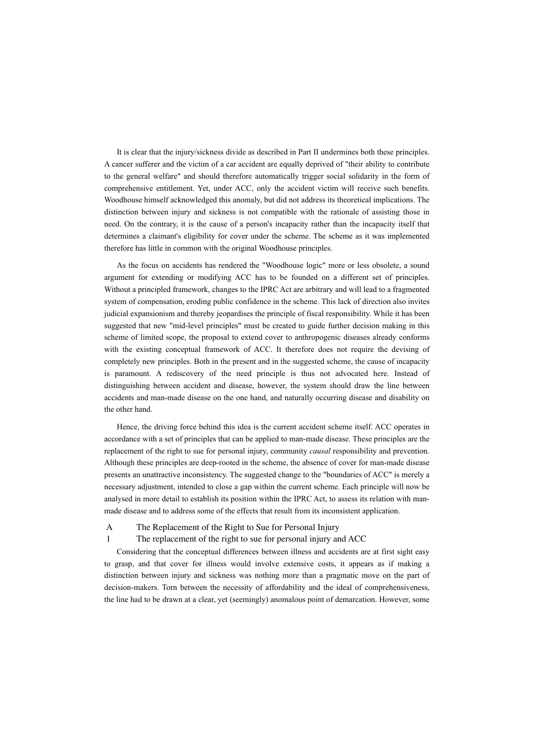It is clear that the injury/sickness divide as described in Part II undermines both these principles. A cancer sufferer and the victim of a car accident are equally deprived of "their ability to contribute to the general welfare" and should therefore automatically trigger social solidarity in the form of comprehensive entitlement. Yet, under ACC, only the accident victim will receive such benefits. Woodhouse himself acknowledged this anomaly, but did not address its theoretical implications. The distinction between injury and sickness is not compatible with the rationale of assisting those in need. On the contrary, it is the cause of a person's incapacity rather than the incapacity itself that determines a claimant's eligibility for cover under the scheme. The scheme as it was implemented therefore has little in common with the original Woodhouse principles.

As the focus on accidents has rendered the "Woodhouse logic" more or less obsolete, a sound argument for extending or modifying ACC has to be founded on a different set of principles. Without a principled framework, changes to the IPRC Act are arbitrary and will lead to a fragmented system of compensation, eroding public confidence in the scheme. This lack of direction also invites judicial expansionism and thereby jeopardises the principle of fiscal responsibility. While it has been suggested that new "mid-level principles" must be created to guide further decision making in this scheme of limited scope, the proposal to extend cover to anthropogenic diseases already conforms with the existing conceptual framework of ACC. It therefore does not require the devising of completely new principles. Both in the present and in the suggested scheme, the cause of incapacity is paramount. A rediscovery of the need principle is thus not advocated here. Instead of distinguishing between accident and disease, however, the system should draw the line between accidents and man-made disease on the one hand, and naturally occurring disease and disability on the other hand.

Hence, the driving force behind this idea is the current accident scheme itself. ACC operates in accordance with a set of principles that can be applied to man-made disease. These principles are the replacement of the right to sue for personal injury, community *causal* responsibility and prevention. Although these principles are deep-rooted in the scheme, the absence of cover for man-made disease presents an unattractive inconsistency. The suggested change to the "boundaries of ACC" is merely a necessary adjustment, intended to close a gap within the current scheme. Each principle will now be analysed in more detail to establish its position within the IPRC Act, to assess its relation with man-made disease and to address some of the effects that result from its inconsistent application.

## A The Replacement of the Right to Sue for Personal Injury

### 1 The replacement of the right to sue for personal injury and ACC

Considering that the conceptual differences between illness and accidents are at first sight easy to grasp, and that cover for illness would involve extensive costs, it appears as if making a distinction between injury and sickness was nothing more than a pragmatic move on the part of decision-makers. Torn between the necessity of affordability and the ideal of comprehensiveness, the line had to be drawn at a clear, yet (seemingly) anomalous point of demarcation. However, some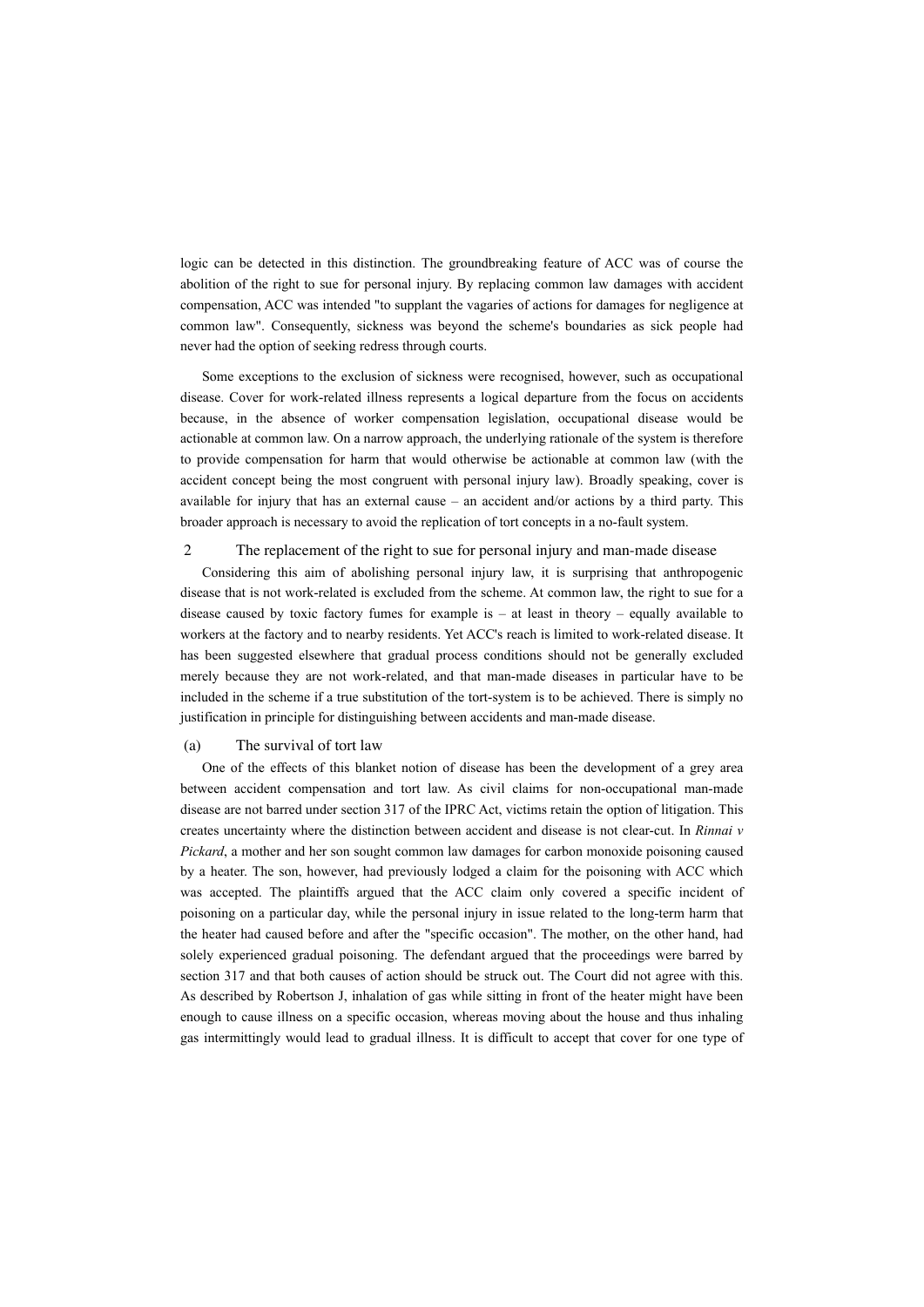logic can be detected in this distinction. The groundbreaking feature of ACC was of course the abolition of the right to sue for personal injury. By replacing common law damages with accident compensation, ACC was intended "to supplant the vagaries of actions for damages for negligence at common law". Consequently, sickness was beyond the scheme's boundaries as sick people had never had the option of seeking redress through courts.

Some exceptions to the exclusion of sickness were recognised, however, such as occupational disease. Cover for work-related illness represents a logical departure from the focus on accidents because, in the absence of worker compensation legislation, occupational disease would be actionable at common law. On a narrow approach, the underlying rationale of the system is therefore to provide compensation for harm that would otherwise be actionable at common law (with the accident concept being the most congruent with personal injury law). Broadly speaking, cover is available for injury that has an external cause – an accident and/or actions by a third party. This broader approach is necessary to avoid the replication of tort concepts in a no-fault system.

## 2 The replacement of the right to sue for personal injury and man-made disease

Considering this aim of abolishing personal injury law, it is surprising that anthropogenic disease that is not work-related is excluded from the scheme. At common law, the right to sue for a disease caused by toxic factory fumes for example is – at least in theory – equally available to workers at the factory and to nearby residents. Yet ACC's reach is limited to work-related disease. It has been suggested elsewhere that gradual process conditions should not be generally excluded merely because they are not work-related, and that man-made diseases in particular have to be included in the scheme if a true substitution of the tort-system is to be achieved. There is simply no justification in principle for distinguishing between accidents and man-made disease.

### (a) The survival of tort law

One of the effects of this blanket notion of disease has been the development of a grey area between accident compensation and tort law. As civil claims for non-occupational man-made disease are not barred under section 317 of the IPRC Act, victims retain the option of litigation. This creates uncertainty where the distinction between accident and disease is not clear-cut. In *Rinnai v Pickard*, a mother and her son sought common law damages for carbon monoxide poisoning caused by a heater. The son, however, had previously lodged a claim for the poisoning with ACC which was accepted. The plaintiffs argued that the ACC claim only covered a specific incident of poisoning on a particular day, while the personal injury in issue related to the long-term harm that the heater had caused before and after the "specific occasion". The mother, on the other hand, had solely experienced gradual poisoning. The defendant argued that the proceedings were barred by section 317 and that both causes of action should be struck out. The Court did not agree with this. As described by Robertson J, inhalation of gas while sitting in front of the heater might have been enough to cause illness on a specific occasion, whereas moving about the house and thus inhaling gas intermittingly would lead to gradual illness. It is difficult to accept that cover for one type of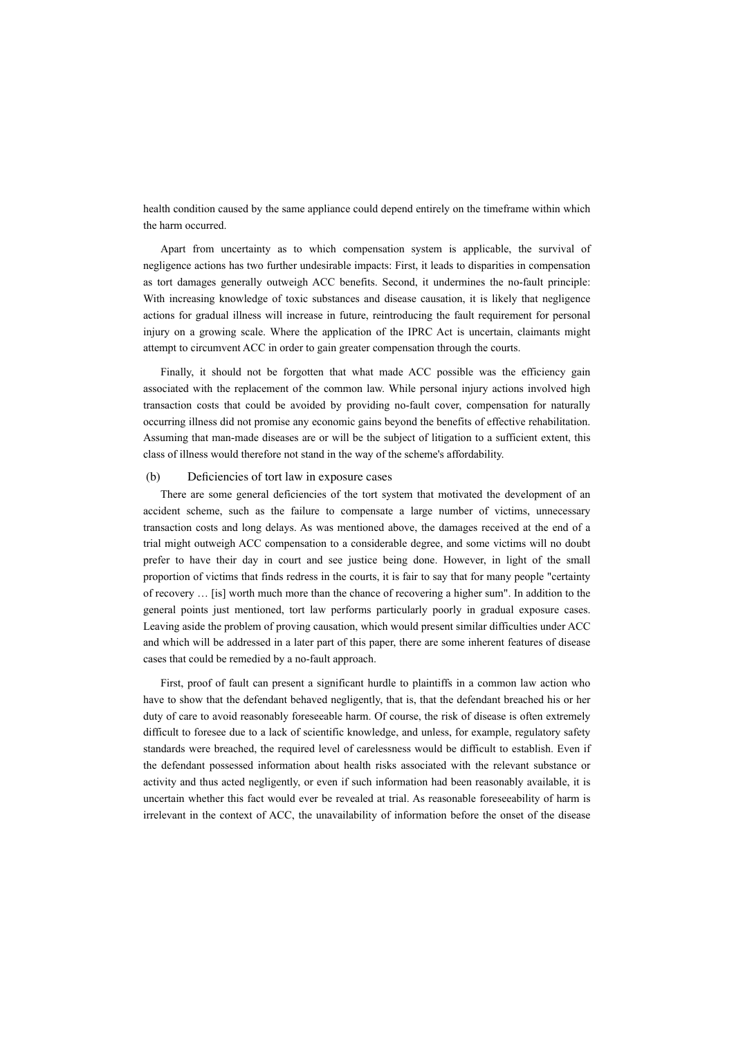health condition caused by the same appliance could depend entirely on the timeframe within which the harm occurred.

Apart from uncertainty as to which compensation system is applicable, the survival of negligence actions has two further undesirable impacts: First, it leads to disparities in compensation as tort damages generally outweigh ACC benefits. Second, it undermines the no-fault principle: With increasing knowledge of toxic substances and disease causation, it is likely that negligence actions for gradual illness will increase in future, reintroducing the fault requirement for personal injury on a growing scale. Where the application of the IPRC Act is uncertain, claimants might attempt to circumvent ACC in order to gain greater compensation through the courts.

Finally, it should not be forgotten that what made ACC possible was the efficiency gain associated with the replacement of the common law. While personal injury actions involved high transaction costs that could be avoided by providing no-fault cover, compensation for naturally occurring illness did not promise any economic gains beyond the benefits of effective rehabilitation. Assuming that man-made diseases are or will be the subject of litigation to a sufficient extent, this class of illness would therefore not stand in the way of the scheme's affordability.

### (b) Deficiencies of tort law in exposure cases

There are some general deficiencies of the tort system that motivated the development of an accident scheme, such as the failure to compensate a large number of victims, unnecessary transaction costs and long delays. As was mentioned above, the damages received at the end of a trial might outweigh ACC compensation to a considerable degree, and some victims will no doubt prefer to have their day in court and see justice being done. However, in light of the small proportion of victims that finds redress in the courts, it is fair to say that for many people "certainty of recovery … [is] worth much more than the chance of recovering a higher sum". In addition to the general points just mentioned, tort law performs particularly poorly in gradual exposure cases. Leaving aside the problem of proving causation, which would present similar difficulties under ACC and which will be addressed in a later part of this paper, there are some inherent features of disease cases that could be remedied by a no-fault approach.

First, proof of fault can present a significant hurdle to plaintiffs in a common law action who have to show that the defendant behaved negligently, that is, that the defendant breached his or her duty of care to avoid reasonably foreseeable harm. Of course, the risk of disease is often extremely difficult to foresee due to a lack of scientific knowledge, and unless, for example, regulatory safety standards were breached, the required level of carelessness would be difficult to establish. Even if the defendant possessed information about health risks associated with the relevant substance or activity and thus acted negligently, or even if such information had been reasonably available, it is uncertain whether this fact would ever be revealed at trial. As reasonable foreseeability of harm is irrelevant in the context of ACC, the unavailability of information before the onset of the disease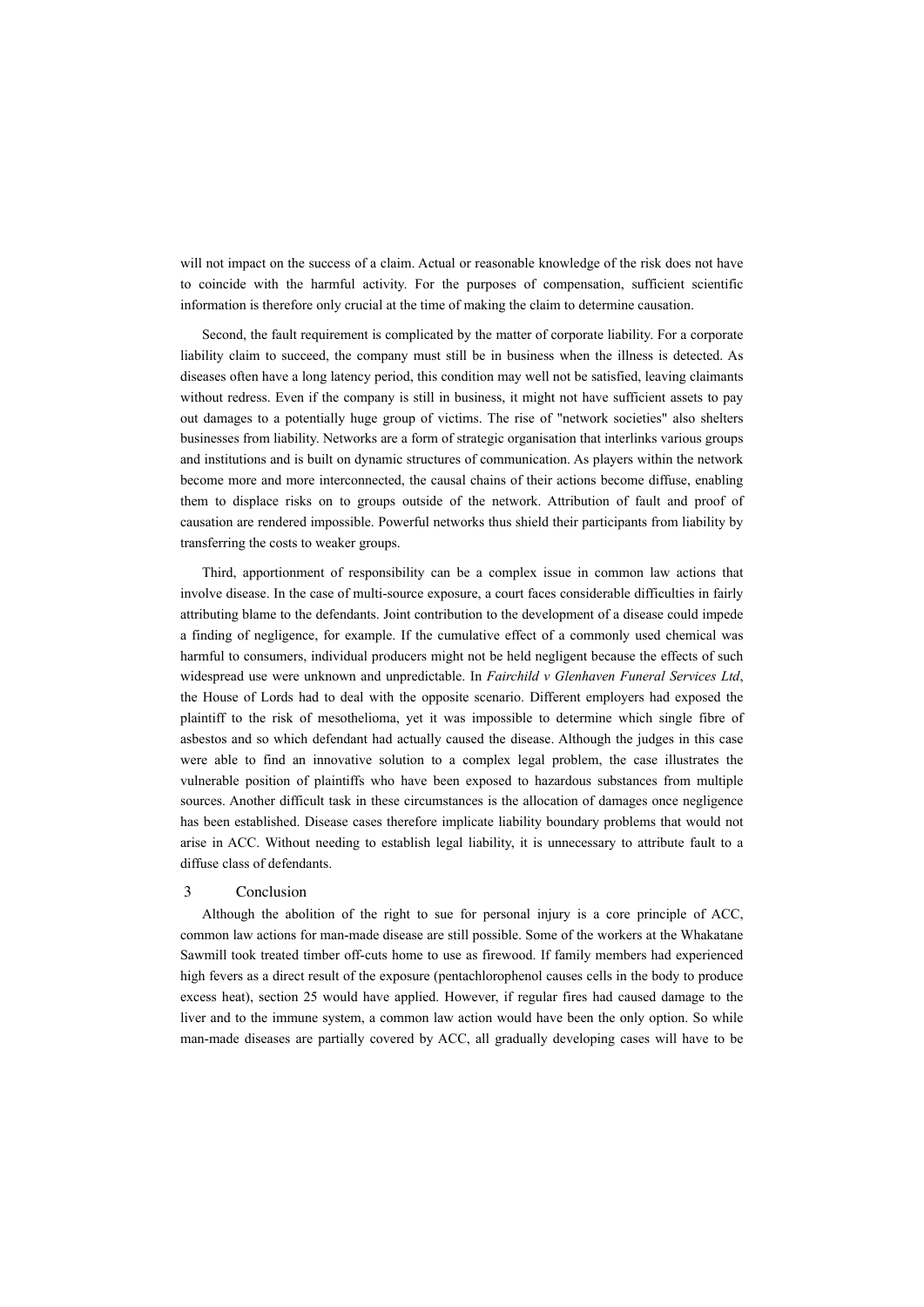will not impact on the success of a claim. Actual or reasonable knowledge of the risk does not have to coincide with the harmful activity. For the purposes of compensation, sufficient scientific information is therefore only crucial at the time of making the claim to determine causation.

Second, the fault requirement is complicated by the matter of corporate liability. For a corporate liability claim to succeed, the company must still be in business when the illness is detected. As diseases often have a long latency period, this condition may well not be satisfied, leaving claimants without redress. Even if the company is still in business, it might not have sufficient assets to pay out damages to a potentially huge group of victims. The rise of "network societies" also shelters businesses from liability. Networks are a form of strategic organisation that interlinks various groups and institutions and is built on dynamic structures of communication. As players within the network become more and more interconnected, the causal chains of their actions become diffuse, enabling them to displace risks on to groups outside of the network. Attribution of fault and proof of causation are rendered impossible. Powerful networks thus shield their participants from liability by transferring the costs to weaker groups.

Third, apportionment of responsibility can be a complex issue in common law actions that involve disease. In the case of multi-source exposure, a court faces considerable difficulties in fairly attributing blame to the defendants. Joint contribution to the development of a disease could impede a finding of negligence, for example. If the cumulative effect of a commonly used chemical was harmful to consumers, individual producers might not be held negligent because the effects of such widespread use were unknown and unpredictable. In *Fairchild v Glenhaven Funeral Services Ltd*, the House of Lords had to deal with the opposite scenario. Different employers had exposed the plaintiff to the risk of mesothelioma, yet it was impossible to determine which single fibre of asbestos and so which defendant had actually caused the disease. Although the judges in this case were able to find an innovative solution to a complex legal problem, the case illustrates the vulnerable position of plaintiffs who have been exposed to hazardous substances from multiple sources. Another difficult task in these circumstances is the allocation of damages once negligence has been established. Disease cases therefore implicate liability boundary problems that would not arise in ACC. Without needing to establish legal liability, it is unnecessary to attribute fault to a diffuse class of defendants.

## 3 Conclusion

Although the abolition of the right to sue for personal injury is a core principle of ACC, common law actions for man-made disease are still possible. Some of the workers at the Whakatane Sawmill took treated timber off-cuts home to use as firewood. If family members had experienced high fevers as a direct result of the exposure (pentachlorophenol causes cells in the body to produce excess heat), section 25 would have applied. However, if regular fires had caused damage to the liver and to the immune system, a common law action would have been the only option. So while man-made diseases are partially covered by ACC, all gradually developing cases will have to be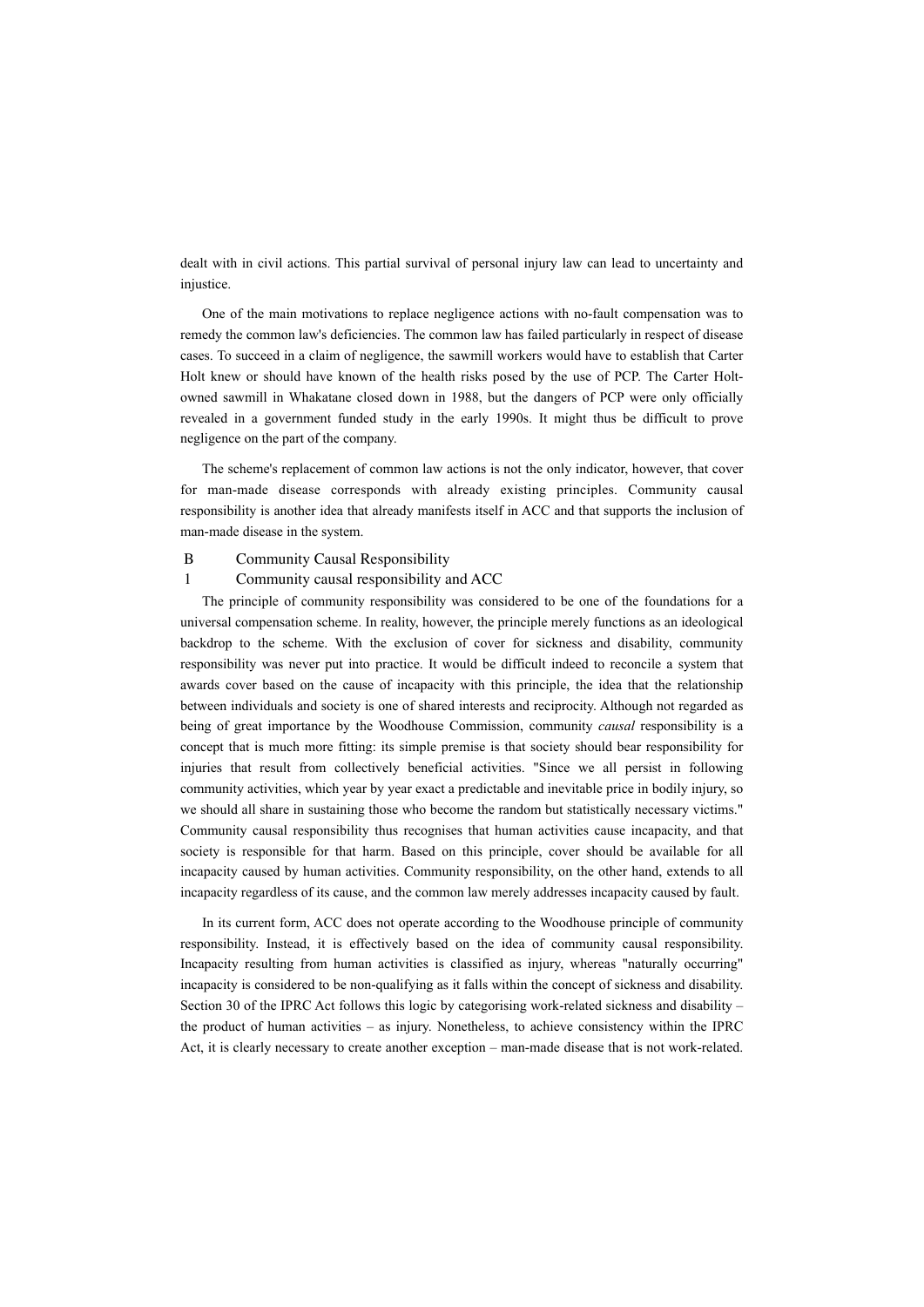dealt with in civil actions. This partial survival of personal injury law can lead to uncertainty and injustice.

One of the main motivations to replace negligence actions with no-fault compensation was to remedy the common law's deficiencies. The common law has failed particularly in respect of disease cases. To succeed in a claim of negligence, the sawmill workers would have to establish that Carter Holt knew or should have known of the health risks posed by the use of PCP. The Carter Holt-owned sawmill in Whakatane closed down in 1988, but the dangers of PCP were only officially revealed in a government funded study in the early 1990s. It might thus be difficult to prove negligence on the part of the company.

The scheme's replacement of common law actions is not the only indicator, however, that cover for man-made disease corresponds with already existing principles. Community causal responsibility is another idea that already manifests itself in ACC and that supports the inclusion of man-made disease in the system.

## B Community Causal Responsibility

### 1 Community causal responsibility and ACC

The principle of community responsibility was considered to be one of the foundations for a universal compensation scheme. In reality, however, the principle merely functions as an ideological backdrop to the scheme. With the exclusion of cover for sickness and disability, community responsibility was never put into practice. It would be difficult indeed to reconcile a system that awards cover based on the cause of incapacity with this principle, the idea that the relationship between individuals and society is one of shared interests and reciprocity. Although not regarded as being of great importance by the Woodhouse Commission, community *causal* responsibility is a concept that is much more fitting: its simple premise is that society should bear responsibility for injuries that result from collectively beneficial activities. "Since we all persist in following community activities, which year by year exact a predictable and inevitable price in bodily injury, so we should all share in sustaining those who become the random but statistically necessary victims." Community causal responsibility thus recognises that human activities cause incapacity, and that society is responsible for that harm. Based on this principle, cover should be available for all incapacity caused by human activities. Community responsibility, on the other hand, extends to all incapacity regardless of its cause, and the common law merely addresses incapacity caused by fault.

In its current form, ACC does not operate according to the Woodhouse principle of community responsibility. Instead, it is effectively based on the idea of community causal responsibility. Incapacity resulting from human activities is classified as injury, whereas "naturally occurring" incapacity is considered to be non-qualifying as it falls within the concept of sickness and disability. Section 30 of the IPRC Act follows this logic by categorising work-related sickness and disability – the product of human activities – as injury. Nonetheless, to achieve consistency within the IPRC Act, it is clearly necessary to create another exception – man-made disease that is not work-related.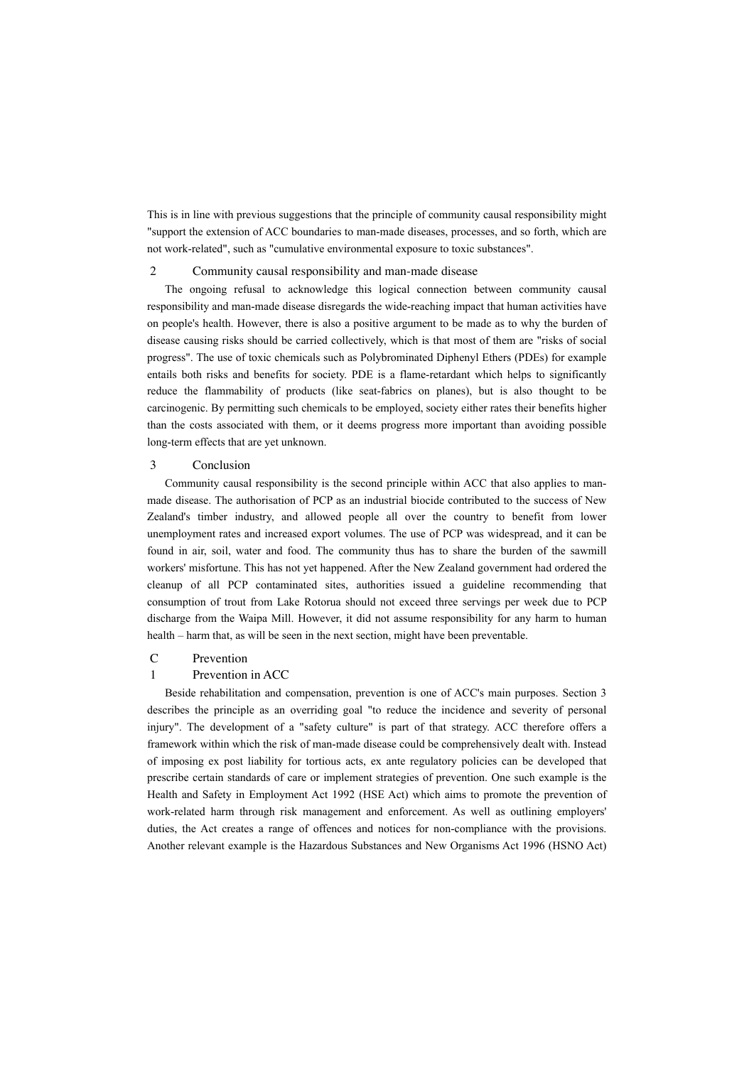This is in line with previous suggestions that the principle of community causal responsibility might "support the extension of ACC boundaries to man-made diseases, processes, and so forth, which are not work-related", such as "cumulative environmental exposure to toxic substances".

### 2 Community causal responsibility and man-made disease

The ongoing refusal to acknowledge this logical connection between community causal responsibility and man-made disease disregards the wide-reaching impact that human activities have on people's health. However, there is also a positive argument to be made as to why the burden of disease causing risks should be carried collectively, which is that most of them are "risks of social progress". The use of toxic chemicals such as Polybrominated Diphenyl Ethers (PDEs) for example entails both risks and benefits for society. PDE is a flame-retardant which helps to significantly reduce the flammability of products (like seat-fabrics on planes), but is also thought to be carcinogenic. By permitting such chemicals to be employed, society either rates their benefits higher than the costs associated with them, or it deems progress more important than avoiding possible long-term effects that are yet unknown.

### 3 Conclusion

Community causal responsibility is the second principle within ACC that also applies to man-made disease. The authorisation of PCP as an industrial biocide contributed to the success of New Zealand's timber industry, and allowed people all over the country to benefit from lower unemployment rates and increased export volumes. The use of PCP was widespread, and it can be found in air, soil, water and food. The community thus has to share the burden of the sawmill workers' misfortune. This has not yet happened. After the New Zealand government had ordered the cleanup of all PCP contaminated sites, authorities issued a guideline recommending that consumption of trout from Lake Rotorua should not exceed three servings per week due to PCP discharge from the Waipa Mill. However, it did not assume responsibility for any harm to human health – harm that, as will be seen in the next section, might have been preventable.

## C Prevention

### 1 Prevention in ACC

Beside rehabilitation and compensation, prevention is one of ACC's main purposes. Section 3 describes the principle as an overriding goal "to reduce the incidence and severity of personal injury". The development of a "safety culture" is part of that strategy. ACC therefore offers a framework within which the risk of man-made disease could be comprehensively dealt with. Instead of imposing ex post liability for tortious acts, ex ante regulatory policies can be developed that prescribe certain standards of care or implement strategies of prevention. One such example is the Health and Safety in Employment Act 1992 (HSE Act) which aims to promote the prevention of work-related harm through risk management and enforcement. As well as outlining employers' duties, the Act creates a range of offences and notices for non-compliance with the provisions. Another relevant example is the Hazardous Substances and New Organisms Act 1996 (HSNO Act)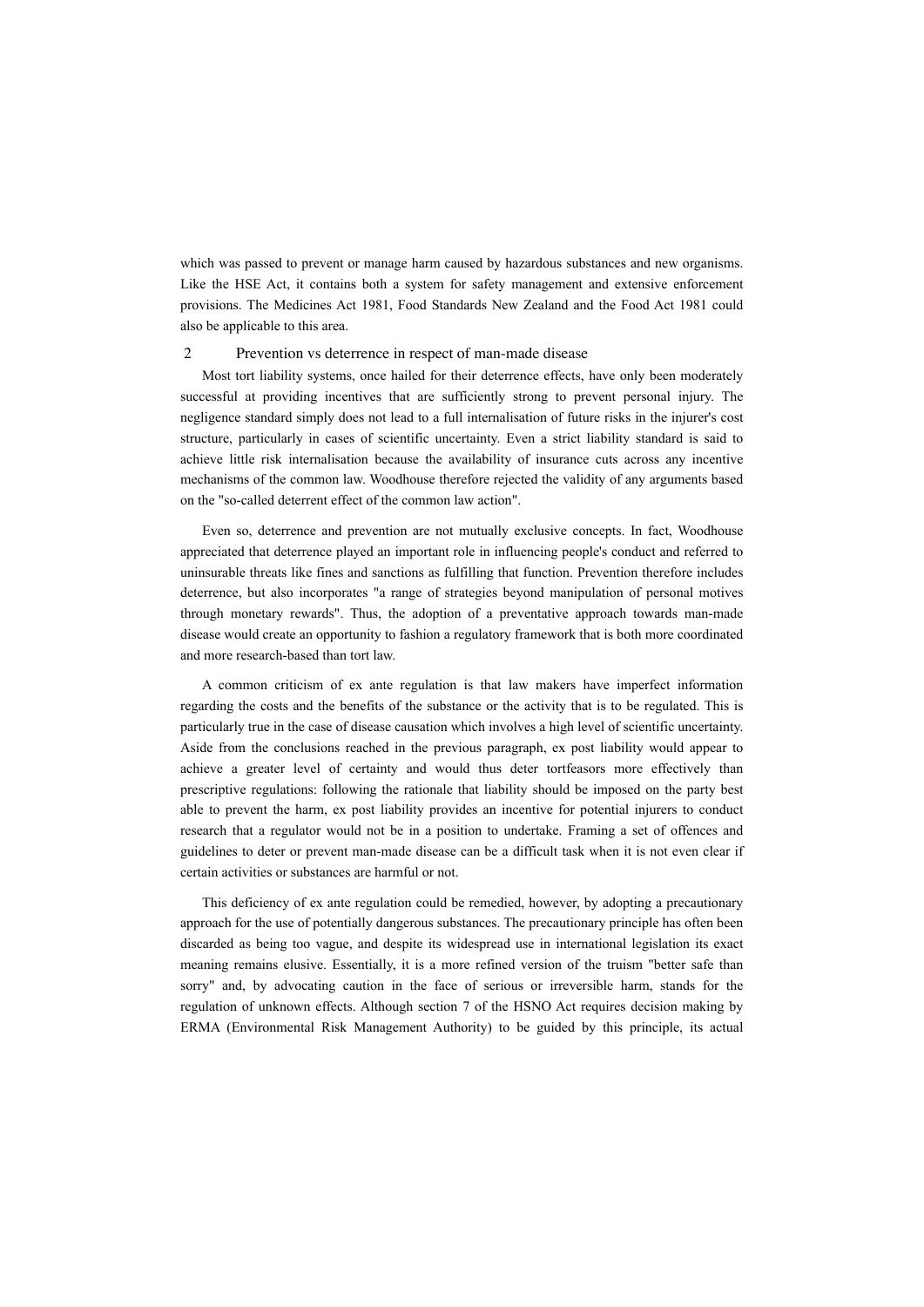which was passed to prevent or manage harm caused by hazardous substances and new organisms. Like the HSE Act, it contains both a system for safety management and extensive enforcement provisions. The Medicines Act 1981, Food Standards New Zealand and the Food Act 1981 could also be applicable to this area.

## 2 Prevention vs deterrence in respect of man-made disease

Most tort liability systems, once hailed for their deterrence effects, have only been moderately successful at providing incentives that are sufficiently strong to prevent personal injury. The negligence standard simply does not lead to a full internalisation of future risks in the injurer's cost structure, particularly in cases of scientific uncertainty. Even a strict liability standard is said to achieve little risk internalisation because the availability of insurance cuts across any incentive mechanisms of the common law. Woodhouse therefore rejected the validity of any arguments based on the "so-called deterrent effect of the common law action".

Even so, deterrence and prevention are not mutually exclusive concepts. In fact, Woodhouse appreciated that deterrence played an important role in influencing people's conduct and referred to uninsurable threats like fines and sanctions as fulfilling that function. Prevention therefore includes deterrence, but also incorporates "a range of strategies beyond manipulation of personal motives through monetary rewards". Thus, the adoption of a preventative approach towards man-made disease would create an opportunity to fashion a regulatory framework that is both more coordinated and more research-based than tort law.

A common criticism of ex ante regulation is that law makers have imperfect information regarding the costs and the benefits of the substance or the activity that is to be regulated. This is particularly true in the case of disease causation which involves a high level of scientific uncertainty. Aside from the conclusions reached in the previous paragraph, ex post liability would appear to achieve a greater level of certainty and would thus deter tortfeasors more effectively than prescriptive regulations: following the rationale that liability should be imposed on the party best able to prevent the harm, ex post liability provides an incentive for potential injurers to conduct research that a regulator would not be in a position to undertake. Framing a set of offences and guidelines to deter or prevent man-made disease can be a difficult task when it is not even clear if certain activities or substances are harmful or not.

This deficiency of ex ante regulation could be remedied, however, by adopting a precautionary approach for the use of potentially dangerous substances. The precautionary principle has often been discarded as being too vague, and despite its widespread use in international legislation its exact meaning remains elusive. Essentially, it is a more refined version of the truism "better safe than sorry" and, by advocating caution in the face of serious or irreversible harm, stands for the regulation of unknown effects. Although section 7 of the HSNO Act requires decision making by ERMA (Environmental Risk Management Authority) to be guided by this principle, its actual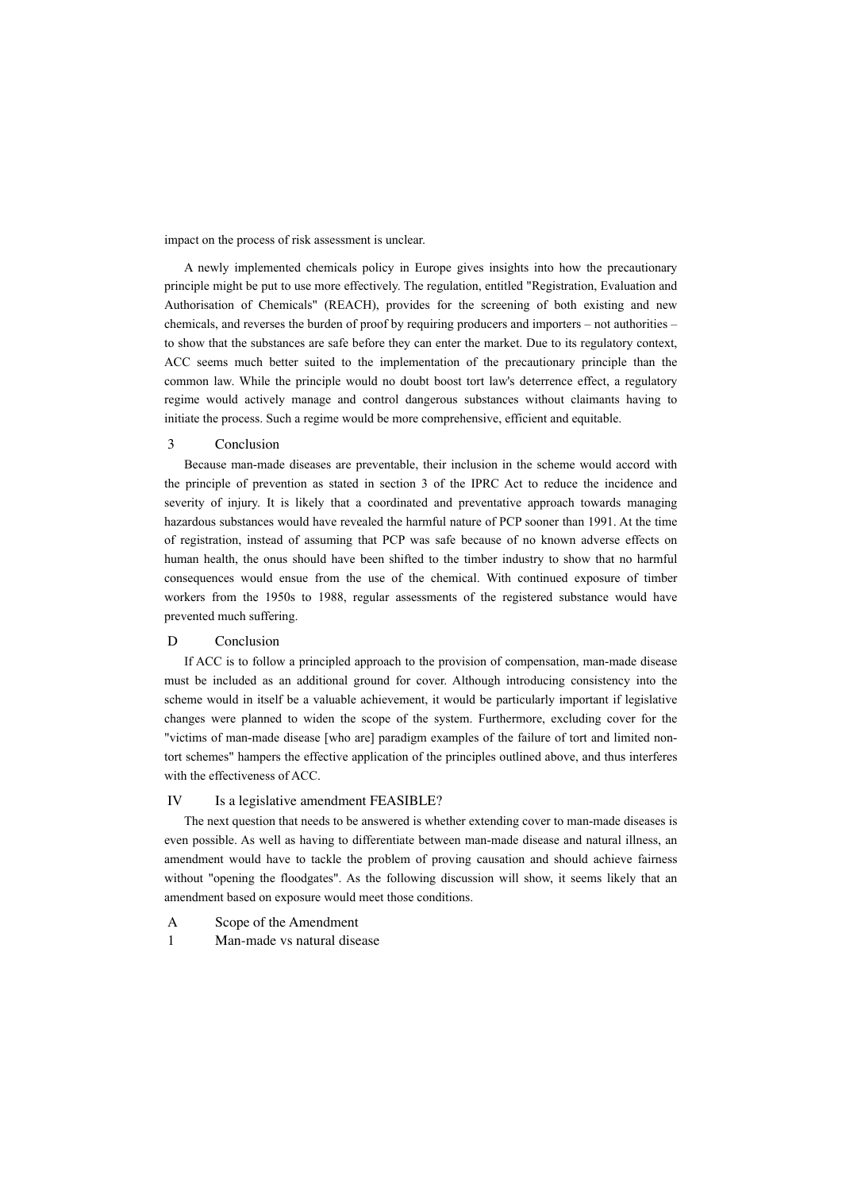impact on the process of risk assessment is unclear.

A newly implemented chemicals policy in Europe gives insights into how the precautionary principle might be put to use more effectively. The regulation, entitled "Registration, Evaluation and Authorisation of Chemicals" (REACH), provides for the screening of both existing and new chemicals, and reverses the burden of proof by requiring producers and importers – not authorities – to show that the substances are safe before they can enter the market. Due to its regulatory context, ACC seems much better suited to the implementation of the precautionary principle than the common law. While the principle would no doubt boost tort law's deterrence effect, a regulatory regime would actively manage and control dangerous substances without claimants having to initiate the process. Such a regime would be more comprehensive, efficient and equitable.

#### 3 Conclusion

Because man-made diseases are preventable, their inclusion in the scheme would accord with the principle of prevention as stated in section 3 of the IPRC Act to reduce the incidence and severity of injury. It is likely that a coordinated and preventative approach towards managing hazardous substances would have revealed the harmful nature of PCP sooner than 1991. At the time of registration, instead of assuming that PCP was safe because of no known adverse effects on human health, the onus should have been shifted to the timber industry to show that no harmful consequences would ensue from the use of the chemical. With continued exposure of timber workers from the 1950s to 1988, regular assessments of the registered substance would have prevented much suffering.

### D Conclusion

If ACC is to follow a principled approach to the provision of compensation, man-made disease must be included as an additional ground for cover. Although introducing consistency into the scheme would in itself be a valuable achievement, it would be particularly important if legislative changes were planned to widen the scope of the system. Furthermore, excluding cover for the "victims of man-made disease [who are] paradigm examples of the failure of tort and limited non-tort schemes" hampers the effective application of the principles outlined above, and thus interferes with the effectiveness of ACC.

## IV Is a legislative amendment FEASIBLE?

The next question that needs to be answered is whether extending cover to man-made diseases is even possible. As well as having to differentiate between man-made disease and natural illness, an amendment would have to tackle the problem of proving causation and should achieve fairness without "opening the floodgates". As the following discussion will show, it seems likely that an amendment based on exposure would meet those conditions.

### A Scope of the Amendment

#### 1 Man-made vs natural disease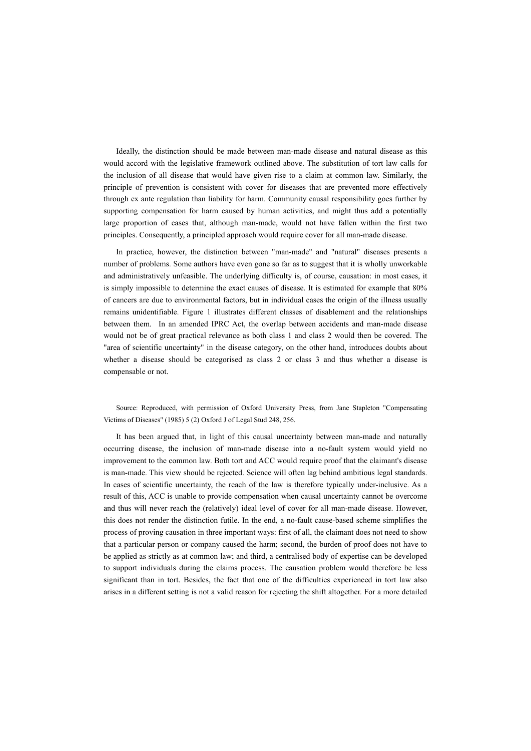Ideally, the distinction should be made between man-made disease and natural disease as this would accord with the legislative framework outlined above. The substitution of tort law calls for the inclusion of all disease that would have given rise to a claim at common law. Similarly, the principle of prevention is consistent with cover for diseases that are prevented more effectively through ex ante regulation than liability for harm. Community causal responsibility goes further by supporting compensation for harm caused by human activities, and might thus add a potentially large proportion of cases that, although man-made, would not have fallen within the first two principles. Consequently, a principled approach would require cover for all man-made disease.

In practice, however, the distinction between "man-made" and "natural" diseases presents a number of problems. Some authors have even gone so far as to suggest that it is wholly unworkable and administratively unfeasible. The underlying difficulty is, of course, causation: in most cases, it is simply impossible to determine the exact causes of disease. It is estimated for example that 80% of cancers are due to environmental factors, but in individual cases the origin of the illness usually remains unidentifiable. Figure 1 illustrates different classes of disablement and the relationships between them. In an amended IPRC Act, the overlap between accidents and man-made disease would not be of great practical relevance as both class 1 and class 2 would then be covered. The "area of scientific uncertainty" in the disease category, on the other hand, introduces doubts about whether a disease should be categorised as class 2 or class 3 and thus whether a disease is compensable or not.

Source: Reproduced, with permission of Oxford University Press, from Jane Stapleton "Compensating Victims of Diseases" (1985) 5 (2) Oxford J of Legal Stud 248, 256.

It has been argued that, in light of this causal uncertainty between man-made and naturally occurring disease, the inclusion of man-made disease into a no-fault system would yield no improvement to the common law. Both tort and ACC would require proof that the claimant's disease is man-made. This view should be rejected. Science will often lag behind ambitious legal standards. In cases of scientific uncertainty, the reach of the law is therefore typically under-inclusive. As a result of this, ACC is unable to provide compensation when causal uncertainty cannot be overcome and thus will never reach the (relatively) ideal level of cover for all man-made disease. However, this does not render the distinction futile. In the end, a no-fault cause-based scheme simplifies the process of proving causation in three important ways: first of all, the claimant does not need to show that a particular person or company caused the harm; second, the burden of proof does not have to be applied as strictly as at common law; and third, a centralised body of expertise can be developed to support individuals during the claims process. The causation problem would therefore be less significant than in tort. Besides, the fact that one of the difficulties experienced in tort law also arises in a different setting is not a valid reason for rejecting the shift altogether. For a more detailed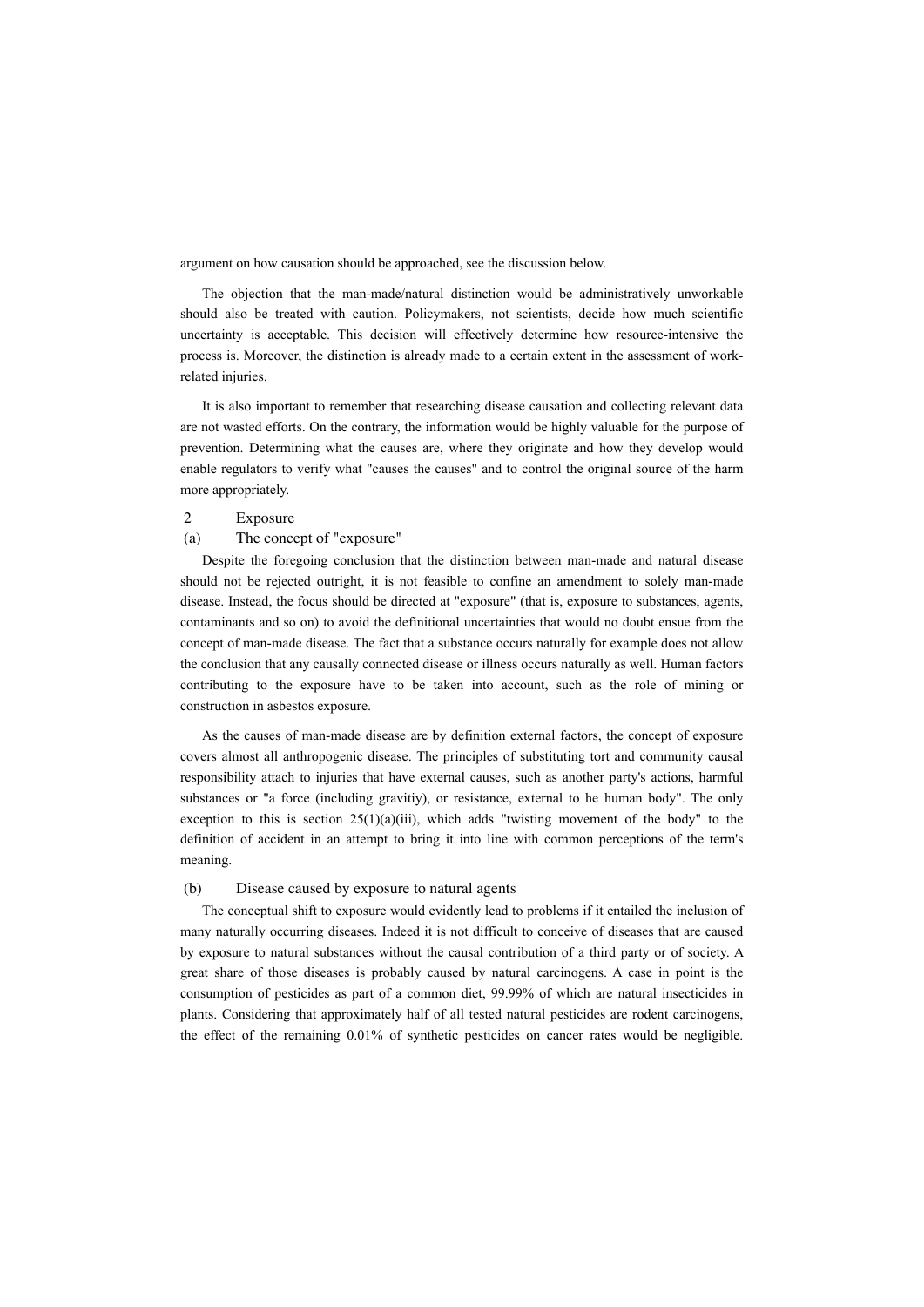argument on how causation should be approached, see the discussion below.

The objection that the man-made/natural distinction would be administratively unworkable should also be treated with caution. Policymakers, not scientists, decide how much scientific uncertainty is acceptable. This decision will effectively determine how resource-intensive the process is. Moreover, the distinction is already made to a certain extent in the assessment of work-related injuries.

It is also important to remember that researching disease causation and collecting relevant data are not wasted efforts. On the contrary, the information would be highly valuable for the purpose of prevention. Determining what the causes are, where they originate and how they develop would enable regulators to verify what "causes the causes" and to control the original source of the harm more appropriately.

## 2 Exposure

### (a) The concept of "exposure"

Despite the foregoing conclusion that the distinction between man-made and natural disease should not be rejected outright, it is not feasible to confine an amendment to solely man-made disease. Instead, the focus should be directed at "exposure" (that is, exposure to substances, agents, contaminants and so on) to avoid the definitional uncertainties that would no doubt ensue from the concept of man-made disease. The fact that a substance occurs naturally for example does not allow the conclusion that any causally connected disease or illness occurs naturally as well. Human factors contributing to the exposure have to be taken into account, such as the role of mining or construction in asbestos exposure.

As the causes of man-made disease are by definition external factors, the concept of exposure covers almost all anthropogenic disease. The principles of substituting tort and community causal responsibility attach to injuries that have external causes, such as another party's actions, harmful substances or "a force (including gravitiy), or resistance, external to he human body". The only exception to this is section 25(1)(a)(iii), which adds "twisting movement of the body" to the definition of accident in an attempt to bring it into line with common perceptions of the term's meaning.

### (b) Disease caused by exposure to natural agents

The conceptual shift to exposure would evidently lead to problems if it entailed the inclusion of many naturally occurring diseases. Indeed it is not difficult to conceive of diseases that are caused by exposure to natural substances without the causal contribution of a third party or of society. A great share of those diseases is probably caused by natural carcinogens. A case in point is the consumption of pesticides as part of a common diet, 99.99% of which are natural insecticides in plants. Considering that approximately half of all tested natural pesticides are rodent carcinogens, the effect of the remaining 0.01% of synthetic pesticides on cancer rates would be negligible.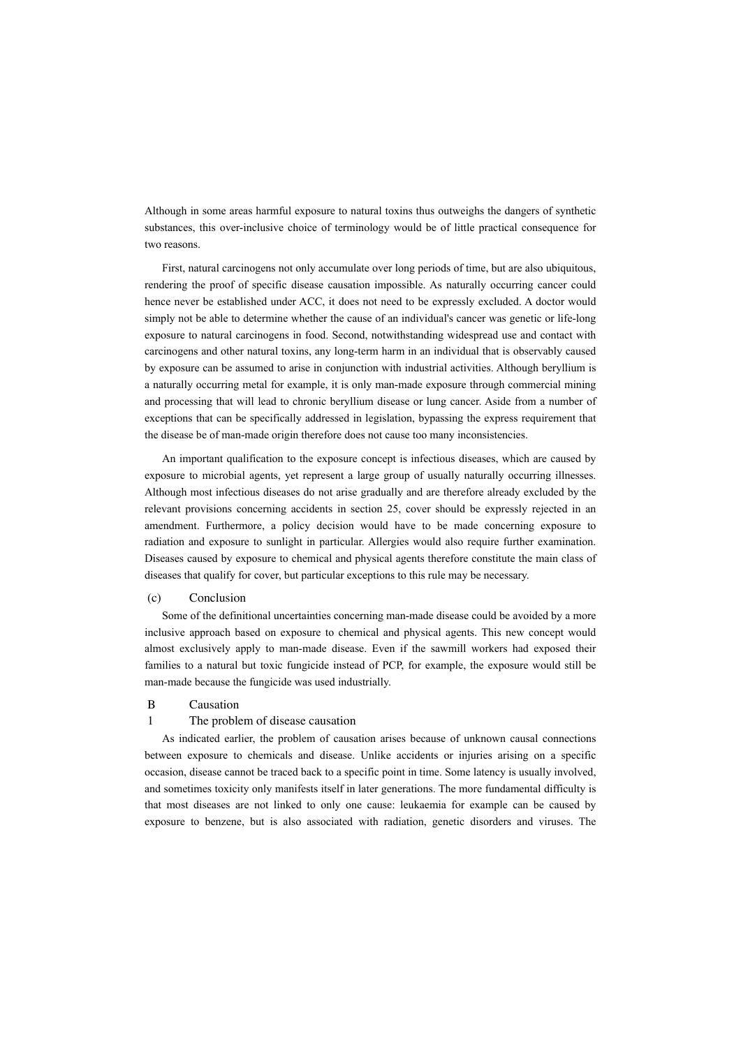Although in some areas harmful exposure to natural toxins thus outweighs the dangers of synthetic substances, this over-inclusive choice of terminology would be of little practical consequence for two reasons.

First, natural carcinogens not only accumulate over long periods of time, but are also ubiquitous, rendering the proof of specific disease causation impossible. As naturally occurring cancer could hence never be established under ACC, it does not need to be expressly excluded. A doctor would simply not be able to determine whether the cause of an individual's cancer was genetic or life-long exposure to natural carcinogens in food. Second, notwithstanding widespread use and contact with carcinogens and other natural toxins, any long-term harm in an individual that is observably caused by exposure can be assumed to arise in conjunction with industrial activities. Although beryllium is a naturally occurring metal for example, it is only man-made exposure through commercial mining and processing that will lead to chronic beryllium disease or lung cancer. Aside from a number of exceptions that can be specifically addressed in legislation, bypassing the express requirement that the disease be of man-made origin therefore does not cause too many inconsistencies.

An important qualification to the exposure concept is infectious diseases, which are caused by exposure to microbial agents, yet represent a large group of usually naturally occurring illnesses. Although most infectious diseases do not arise gradually and are therefore already excluded by the relevant provisions concerning accidents in section 25, cover should be expressly rejected in an amendment. Furthermore, a policy decision would have to be made concerning exposure to radiation and exposure to sunlight in particular. Allergies would also require further examination. Diseases caused by exposure to chemical and physical agents therefore constitute the main class of diseases that qualify for cover, but particular exceptions to this rule may be necessary.

#### (c) Conclusion

Some of the definitional uncertainties concerning man-made disease could be avoided by a more inclusive approach based on exposure to chemical and physical agents. This new concept would almost exclusively apply to man-made disease. Even if the sawmill workers had exposed their families to a natural but toxic fungicide instead of PCP, for example, the exposure would still be man-made because the fungicide was used industrially.

## B Causation

### 1 The problem of disease causation

As indicated earlier, the problem of causation arises because of unknown causal connections between exposure to chemicals and disease. Unlike accidents or injuries arising on a specific occasion, disease cannot be traced back to a specific point in time. Some latency is usually involved, and sometimes toxicity only manifests itself in later generations. The more fundamental difficulty is that most diseases are not linked to only one cause: leukaemia for example can be caused by exposure to benzene, but is also associated with radiation, genetic disorders and viruses. The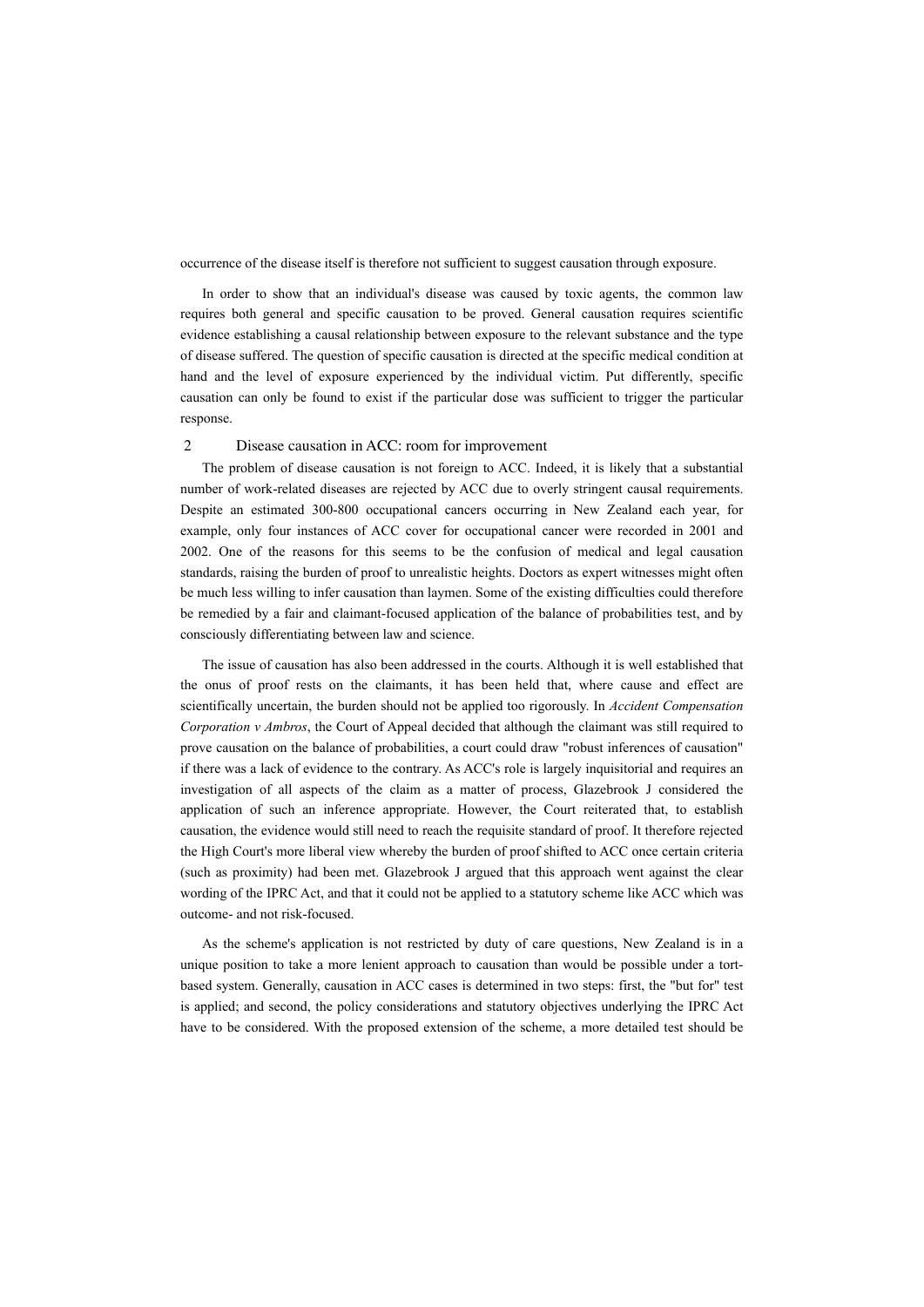occurrence of the disease itself is therefore not sufficient to suggest causation through exposure.

In order to show that an individual's disease was caused by toxic agents, the common law requires both general and specific causation to be proved. General causation requires scientific evidence establishing a causal relationship between exposure to the relevant substance and the type of disease suffered. The question of specific causation is directed at the specific medical condition at hand and the level of exposure experienced by the individual victim. Put differently, specific causation can only be found to exist if the particular dose was sufficient to trigger the particular response.

## 2 Disease causation in ACC: room for improvement

The problem of disease causation is not foreign to ACC. Indeed, it is likely that a substantial number of work-related diseases are rejected by ACC due to overly stringent causal requirements. Despite an estimated 300-800 occupational cancers occurring in New Zealand each year, for example, only four instances of ACC cover for occupational cancer were recorded in 2001 and 2002. One of the reasons for this seems to be the confusion of medical and legal causation standards, raising the burden of proof to unrealistic heights. Doctors as expert witnesses might often be much less willing to infer causation than laymen. Some of the existing difficulties could therefore be remedied by a fair and claimant-focused application of the balance of probabilities test, and by consciously differentiating between law and science.

The issue of causation has also been addressed in the courts. Although it is well established that the onus of proof rests on the claimants, it has been held that, where cause and effect are scientifically uncertain, the burden should not be applied too rigorously. In *Accident Compensation Corporation v Ambros*, the Court of Appeal decided that although the claimant was still required to prove causation on the balance of probabilities, a court could draw "robust inferences of causation" if there was a lack of evidence to the contrary. As ACC's role is largely inquisitorial and requires an investigation of all aspects of the claim as a matter of process, Glazebrook J considered the application of such an inference appropriate. However, the Court reiterated that, to establish causation, the evidence would still need to reach the requisite standard of proof. It therefore rejected the High Court's more liberal view whereby the burden of proof shifted to ACC once certain criteria (such as proximity) had been met. Glazebrook J argued that this approach went against the clear wording of the IPRC Act, and that it could not be applied to a statutory scheme like ACC which was outcome- and not risk-focused.

As the scheme's application is not restricted by duty of care questions, New Zealand is in a unique position to take a more lenient approach to causation than would be possible under a tort-based system. Generally, causation in ACC cases is determined in two steps: first, the "but for" test is applied; and second, the policy considerations and statutory objectives underlying the IPRC Act have to be considered. With the proposed extension of the scheme, a more detailed test should be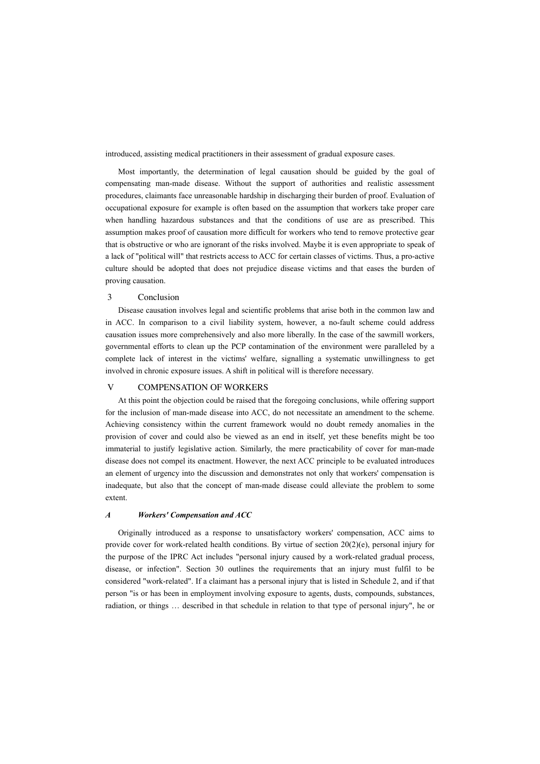introduced, assisting medical practitioners in their assessment of gradual exposure cases.

Most importantly, the determination of legal causation should be guided by the goal of compensating man-made disease. Without the support of authorities and realistic assessment procedures, claimants face unreasonable hardship in discharging their burden of proof. Evaluation of occupational exposure for example is often based on the assumption that workers take proper care when handling hazardous substances and that the conditions of use are as prescribed. This assumption makes proof of causation more difficult for workers who tend to remove protective gear that is obstructive or who are ignorant of the risks involved. Maybe it is even appropriate to speak of a lack of "political will" that restricts access to ACC for certain classes of victims. Thus, a pro-active culture should be adopted that does not prejudice disease victims and that eases the burden of proving causation.

#### 3 Conclusion

Disease causation involves legal and scientific problems that arise both in the common law and in ACC. In comparison to a civil liability system, however, a no-fault scheme could address causation issues more comprehensively and also more liberally. In the case of the sawmill workers, governmental efforts to clean up the PCP contamination of the environment were paralleled by a complete lack of interest in the victims' welfare, signalling a systematic unwillingness to get involved in chronic exposure issues. A shift in political will is therefore necessary.

## V COMPENSATION OF WORKERS

At this point the objection could be raised that the foregoing conclusions, while offering support for the inclusion of man-made disease into ACC, do not necessitate an amendment to the scheme. Achieving consistency within the current framework would no doubt remedy anomalies in the provision of cover and could also be viewed as an end in itself, yet these benefits might be too immaterial to justify legislative action. Similarly, the mere practicability of cover for man-made disease does not compel its enactment. However, the next ACC principle to be evaluated introduces an element of urgency into the discussion and demonstrates not only that workers' compensation is inadequate, but also that the concept of man-made disease could alleviate the problem to some extent.

### *A Workers' Compensation and ACC*

Originally introduced as a response to unsatisfactory workers' compensation, ACC aims to provide cover for work-related health conditions. By virtue of section 20(2)(e), personal injury for the purpose of the IPRC Act includes "personal injury caused by a work-related gradual process, disease, or infection". Section 30 outlines the requirements that an injury must fulfil to be considered "work-related". If a claimant has a personal injury that is listed in Schedule 2, and if that person "is or has been in employment involving exposure to agents, dusts, compounds, substances, radiation, or things … described in that schedule in relation to that type of personal injury", he or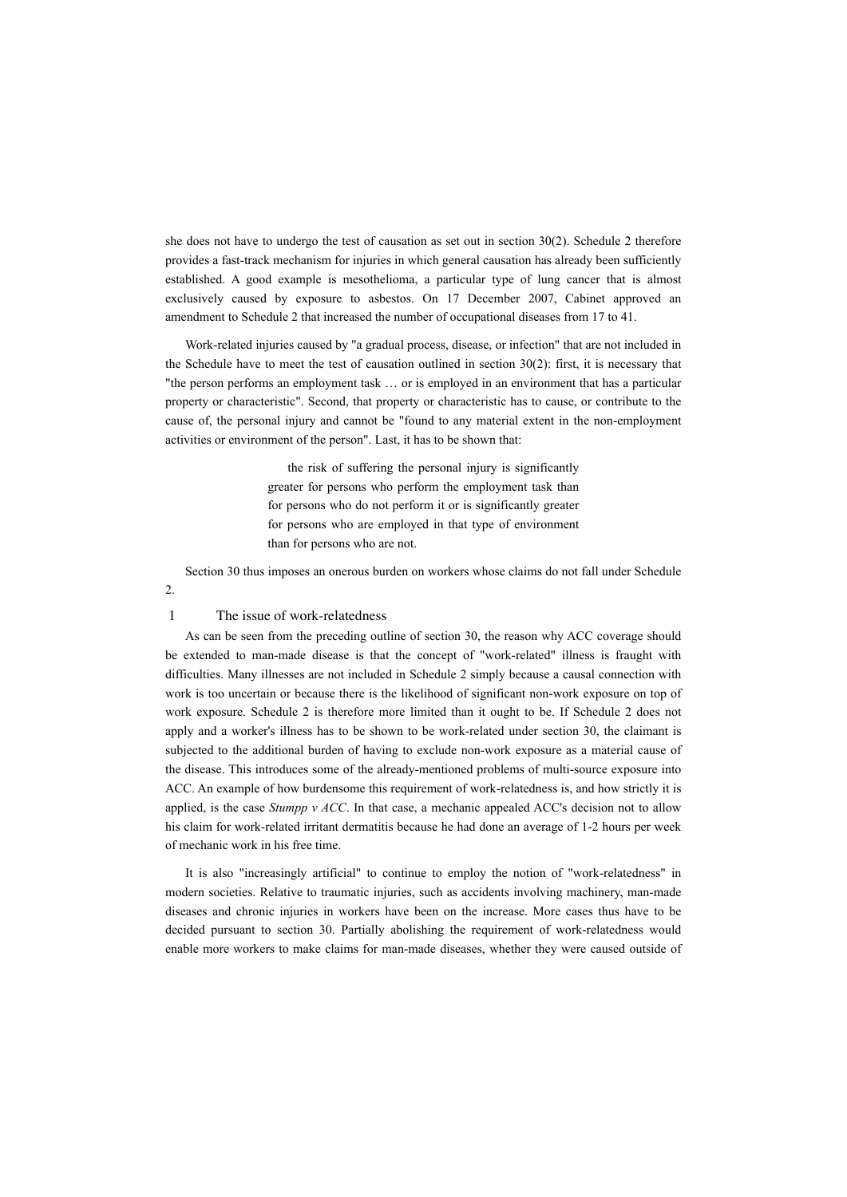she does not have to undergo the test of causation as set out in section 30(2). Schedule 2 therefore provides a fast-track mechanism for injuries in which general causation has already been sufficiently established. A good example is mesothelioma, a particular type of lung cancer that is almost exclusively caused by exposure to asbestos. On 17 December 2007, Cabinet approved an amendment to Schedule 2 that increased the number of occupational diseases from 17 to 41.

Work-related injuries caused by "a gradual process, disease, or infection" that are not included in the Schedule have to meet the test of causation outlined in section 30(2): first, it is necessary that "the person performs an employment task … or is employed in an environment that has a particular property or characteristic". Second, that property or characteristic has to cause, or contribute to the cause of, the personal injury and cannot be "found to any material extent in the non-employment activities or environment of the person". Last, it has to be shown that:

> the risk of suffering the personal injury is significantly greater for persons who perform the employment task than for persons who do not perform it or is significantly greater for persons who are employed in that type of environment than for persons who are not.

Section 30 thus imposes an onerous burden on workers whose claims do not fall under Schedule 2.

### 1 The issue of work-relatedness

As can be seen from the preceding outline of section 30, the reason why ACC coverage should be extended to man-made disease is that the concept of "work-related" illness is fraught with difficulties. Many illnesses are not included in Schedule 2 simply because a causal connection with work is too uncertain or because there is the likelihood of significant non-work exposure on top of work exposure. Schedule 2 is therefore more limited than it ought to be. If Schedule 2 does not apply and a worker's illness has to be shown to be work-related under section 30, the claimant is subjected to the additional burden of having to exclude non-work exposure as a material cause of the disease. This introduces some of the already-mentioned problems of multi-source exposure into ACC. An example of how burdensome this requirement of work-relatedness is, and how strictly it is applied, is the case *Stumpp v ACC*. In that case, a mechanic appealed ACC's decision not to allow his claim for work-related irritant dermatitis because he had done an average of 1-2 hours per week of mechanic work in his free time.

It is also "increasingly artificial" to continue to employ the notion of "work-relatedness" in modern societies. Relative to traumatic injuries, such as accidents involving machinery, man-made diseases and chronic injuries in workers have been on the increase. More cases thus have to be decided pursuant to section 30. Partially abolishing the requirement of work-relatedness would enable more workers to make claims for man-made diseases, whether they were caused outside of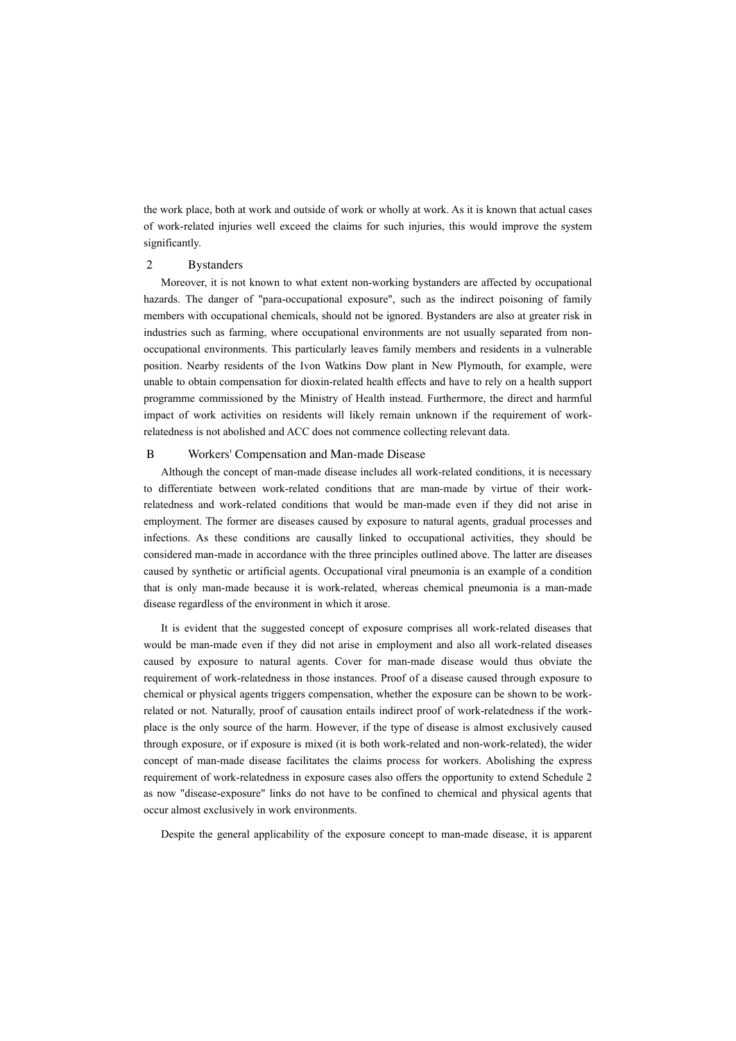the work place, both at work and outside of work or wholly at work. As it is known that actual cases of work-related injuries well exceed the claims for such injuries, this would improve the system significantly.

### 2 Bystanders

Moreover, it is not known to what extent non-working bystanders are affected by occupational hazards. The danger of "para-occupational exposure", such as the indirect poisoning of family members with occupational chemicals, should not be ignored. Bystanders are also at greater risk in industries such as farming, where occupational environments are not usually separated from non-occupational environments. This particularly leaves family members and residents in a vulnerable position. Nearby residents of the Ivon Watkins Dow plant in New Plymouth, for example, were unable to obtain compensation for dioxin-related health effects and have to rely on a health support programme commissioned by the Ministry of Health instead. Furthermore, the direct and harmful impact of work activities on residents will likely remain unknown if the requirement of work-relatedness is not abolished and ACC does not commence collecting relevant data.

## B Workers' Compensation and Man-made Disease

Although the concept of man-made disease includes all work-related conditions, it is necessary to differentiate between work-related conditions that are man-made by virtue of their work-relatedness and work-related conditions that would be man-made even if they did not arise in employment. The former are diseases caused by exposure to natural agents, gradual processes and infections. As these conditions are causally linked to occupational activities, they should be considered man-made in accordance with the three principles outlined above. The latter are diseases caused by synthetic or artificial agents. Occupational viral pneumonia is an example of a condition that is only man-made because it is work-related, whereas chemical pneumonia is a man-made disease regardless of the environment in which it arose.

It is evident that the suggested concept of exposure comprises all work-related diseases that would be man-made even if they did not arise in employment and also all work-related diseases caused by exposure to natural agents. Cover for man-made disease would thus obviate the requirement of work-relatedness in those instances. Proof of a disease caused through exposure to chemical or physical agents triggers compensation, whether the exposure can be shown to be work-related or not. Naturally, proof of causation entails indirect proof of work-relatedness if the work-place is the only source of the harm. However, if the type of disease is almost exclusively caused through exposure, or if exposure is mixed (it is both work-related and non-work-related), the wider concept of man-made disease facilitates the claims process for workers. Abolishing the express requirement of work-relatedness in exposure cases also offers the opportunity to extend Schedule 2 as now "disease-exposure" links do not have to be confined to chemical and physical agents that occur almost exclusively in work environments.

Despite the general applicability of the exposure concept to man-made disease, it is apparent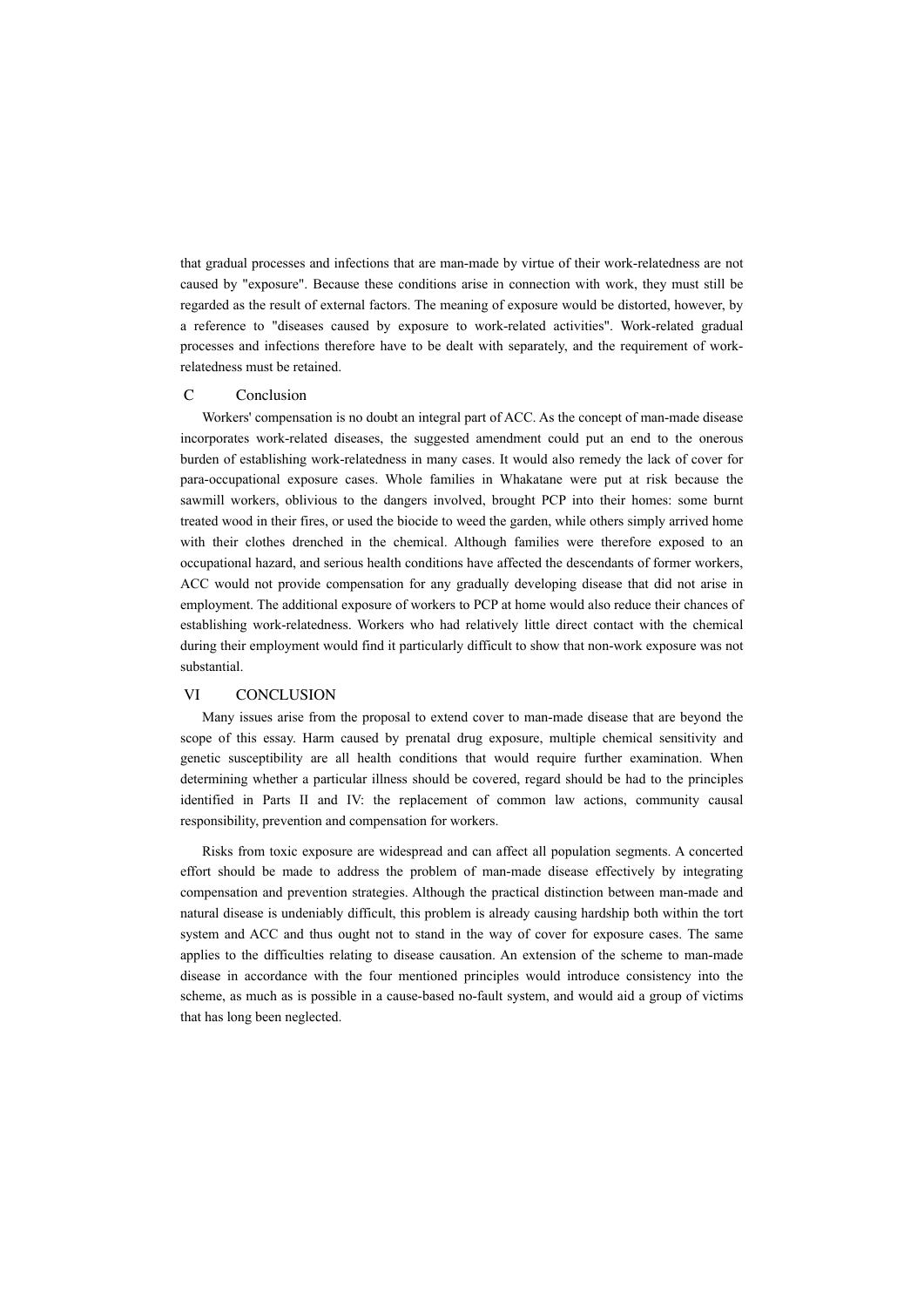that gradual processes and infections that are man-made by virtue of their work-relatedness are not caused by "exposure". Because these conditions arise in connection with work, they must still be regarded as the result of external factors. The meaning of exposure would be distorted, however, by a reference to "diseases caused by exposure to work-related activities". Work-related gradual processes and infections therefore have to be dealt with separately, and the requirement of work-relatedness must be retained.

### C Conclusion

Workers' compensation is no doubt an integral part of ACC. As the concept of man-made disease incorporates work-related diseases, the suggested amendment could put an end to the onerous burden of establishing work-relatedness in many cases. It would also remedy the lack of cover for para-occupational exposure cases. Whole families in Whakatane were put at risk because the sawmill workers, oblivious to the dangers involved, brought PCP into their homes: some burnt treated wood in their fires, or used the biocide to weed the garden, while others simply arrived home with their clothes drenched in the chemical. Although families were therefore exposed to an occupational hazard, and serious health conditions have affected the descendants of former workers, ACC would not provide compensation for any gradually developing disease that did not arise in employment. The additional exposure of workers to PCP at home would also reduce their chances of establishing work-relatedness. Workers who had relatively little direct contact with the chemical during their employment would find it particularly difficult to show that non-work exposure was not substantial.

## VI CONCLUSION

Many issues arise from the proposal to extend cover to man-made disease that are beyond the scope of this essay. Harm caused by prenatal drug exposure, multiple chemical sensitivity and genetic susceptibility are all health conditions that would require further examination. When determining whether a particular illness should be covered, regard should be had to the principles identified in Parts II and IV: the replacement of common law actions, community causal responsibility, prevention and compensation for workers.

Risks from toxic exposure are widespread and can affect all population segments. A concerted effort should be made to address the problem of man-made disease effectively by integrating compensation and prevention strategies. Although the practical distinction between man-made and natural disease is undeniably difficult, this problem is already causing hardship both within the tort system and ACC and thus ought not to stand in the way of cover for exposure cases. The same applies to the difficulties relating to disease causation. An extension of the scheme to man-made disease in accordance with the four mentioned principles would introduce consistency into the scheme, as much as is possible in a cause-based no-fault system, and would aid a group of victims that has long been neglected.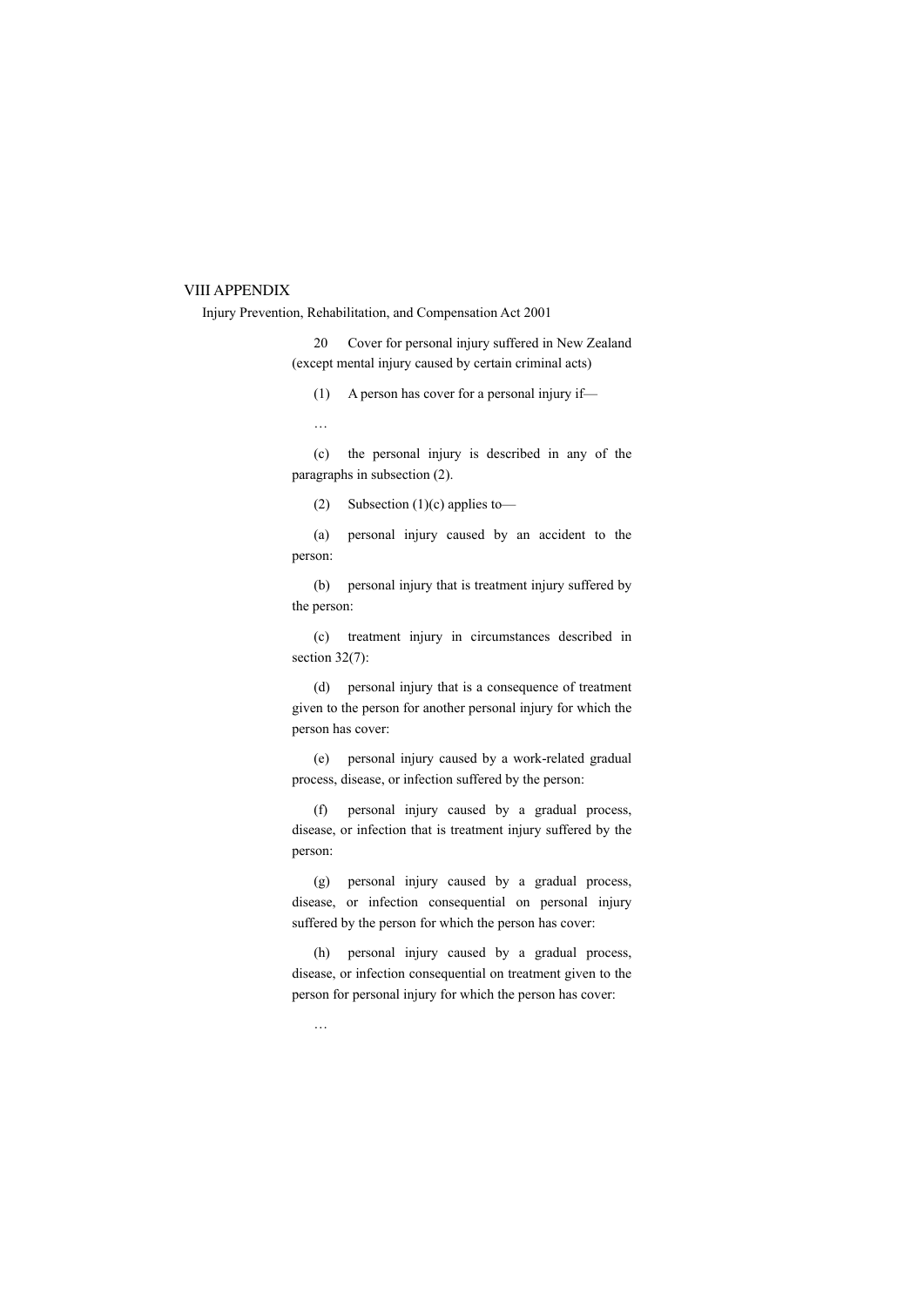# VIII APPENDIX

Injury Prevention, Rehabilitation, and Compensation Act 2001

20 Cover for personal injury suffered in New Zealand (except mental injury caused by certain criminal acts)

(1) A person has cover for a personal injury if—

…

(c) the personal injury is described in any of the paragraphs in subsection (2).

(2) Subsection (1)(c) applies to—

(a) personal injury caused by an accident to the person:

(b) personal injury that is treatment injury suffered by the person:

(c) treatment injury in circumstances described in section 32(7):

(d) personal injury that is a consequence of treatment given to the person for another personal injury for which the person has cover:

(e) personal injury caused by a work-related gradual process, disease, or infection suffered by the person:

(f) personal injury caused by a gradual process, disease, or infection that is treatment injury suffered by the person:

(g) personal injury caused by a gradual process, disease, or infection consequential on personal injury suffered by the person for which the person has cover:

(h) personal injury caused by a gradual process, disease, or infection consequential on treatment given to the person for personal injury for which the person has cover:

…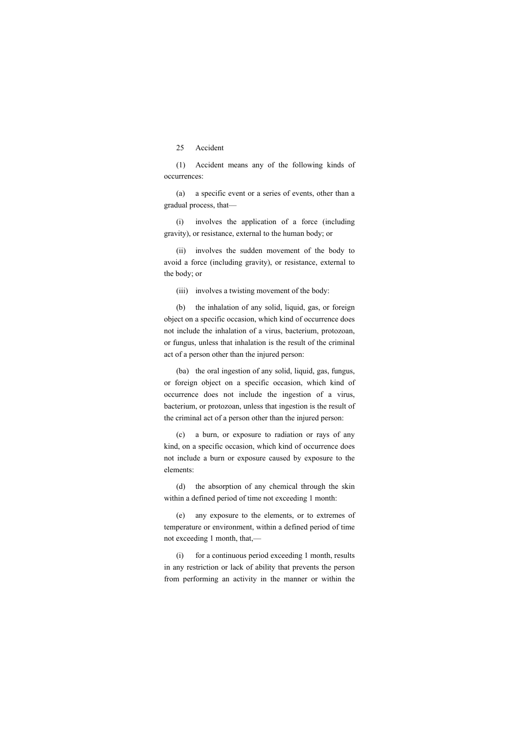## 25 Accident

(1) Accident means any of the following kinds of occurrences:

(a) a specific event or a series of events, other than a gradual process, that—

(i) involves the application of a force (including gravity), or resistance, external to the human body; or

(ii) involves the sudden movement of the body to avoid a force (including gravity), or resistance, external to the body; or

(iii) involves a twisting movement of the body:

(b) the inhalation of any solid, liquid, gas, or foreign object on a specific occasion, which kind of occurrence does not include the inhalation of a virus, bacterium, protozoan, or fungus, unless that inhalation is the result of the criminal act of a person other than the injured person:

(ba) the oral ingestion of any solid, liquid, gas, fungus, or foreign object on a specific occasion, which kind of occurrence does not include the ingestion of a virus, bacterium, or protozoan, unless that ingestion is the result of the criminal act of a person other than the injured person:

(c) a burn, or exposure to radiation or rays of any kind, on a specific occasion, which kind of occurrence does not include a burn or exposure caused by exposure to the elements:

(d) the absorption of any chemical through the skin within a defined period of time not exceeding 1 month:

(e) any exposure to the elements, or to extremes of temperature or environment, within a defined period of time not exceeding 1 month, that,—

(i) for a continuous period exceeding 1 month, results in any restriction or lack of ability that prevents the person from performing an activity in the manner or within the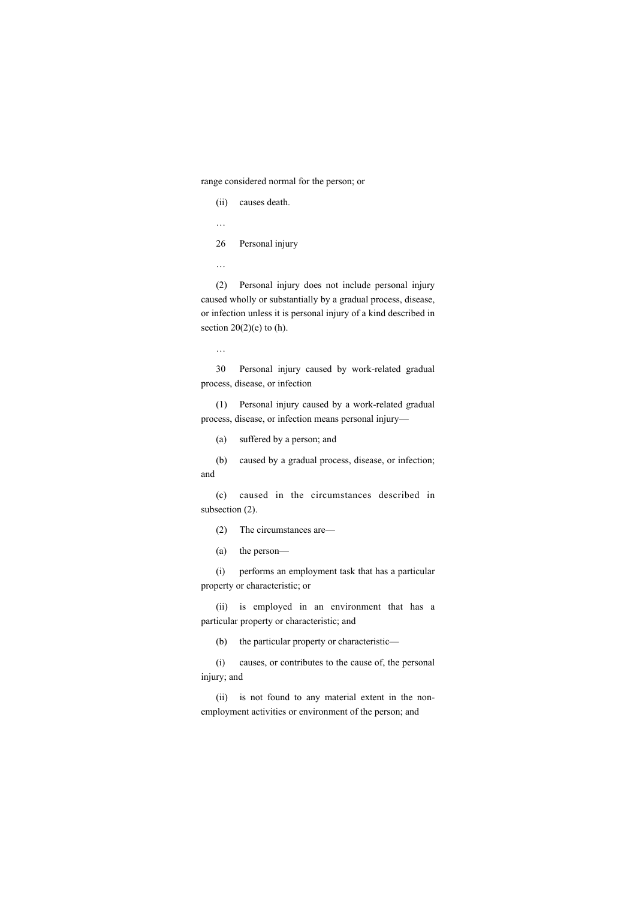range considered normal for the person; or

(ii) causes death.

…

26 Personal injury

…

(2) Personal injury does not include personal injury caused wholly or substantially by a gradual process, disease, or infection unless it is personal injury of a kind described in section 20(2)(e) to (h).

…

30 Personal injury caused by work-related gradual process, disease, or infection

(1) Personal injury caused by a work-related gradual process, disease, or infection means personal injury—

(a) suffered by a person; and

(b) caused by a gradual process, disease, or infection; and

(c) caused in the circumstances described in subsection (2).

(2) The circumstances are—

(a) the person—

(i) performs an employment task that has a particular property or characteristic; or

(ii) is employed in an environment that has a particular property or characteristic; and

(b) the particular property or characteristic—

(i) causes, or contributes to the cause of, the personal injury; and

(ii) is not found to any material extent in the non-employment activities or environment of the person; and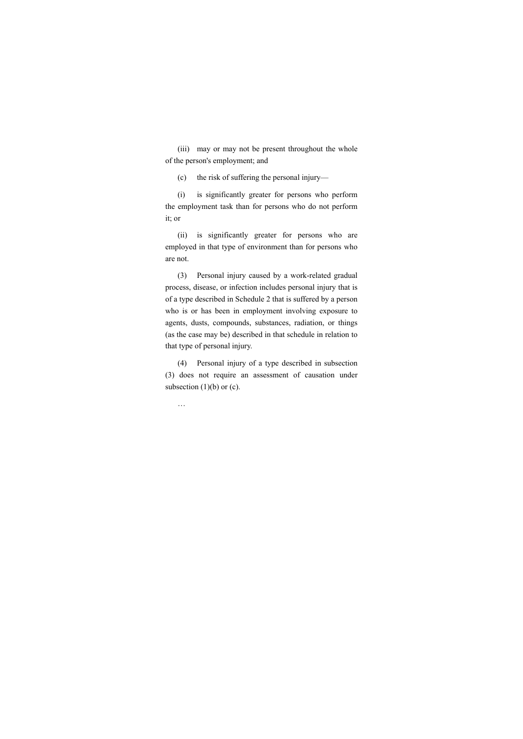(iii) may or may not be present throughout the whole of the person's employment; and

(c) the risk of suffering the personal injury—

(i) is significantly greater for persons who perform the employment task than for persons who do not perform it; or

(ii) is significantly greater for persons who are employed in that type of environment than for persons who are not.

(3) Personal injury caused by a work-related gradual process, disease, or infection includes personal injury that is of a type described in Schedule 2 that is suffered by a person who is or has been in employment involving exposure to agents, dusts, compounds, substances, radiation, or things (as the case may be) described in that schedule in relation to that type of personal injury.

(4) Personal injury of a type described in subsection (3) does not require an assessment of causation under subsection (1)(b) or (c).

…